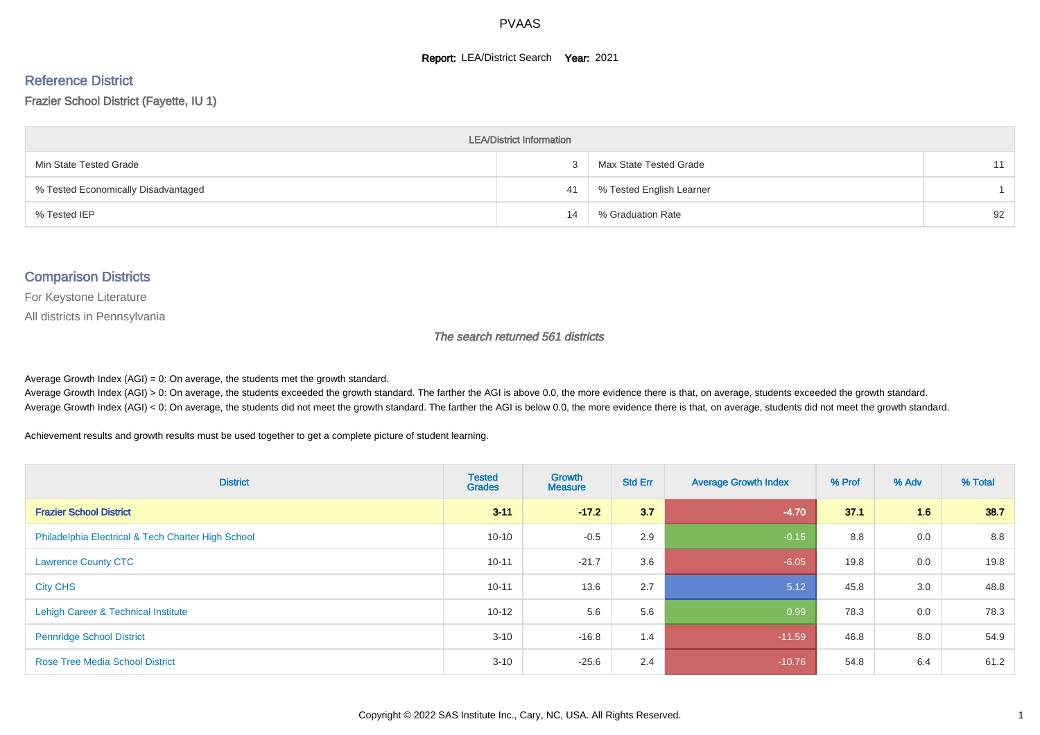PVAAS

**Report:** LEA/District Search **Year:** 2021

## Reference District

Frazier School District (Fayette, IU 1)

| LEA/District Information | | | |
|---|---|---|---|
| Min State Tested Grade | 3 | Max State Tested Grade | 11 |
| % Tested Economically Disadvantaged | 41 | % Tested English Learner | 1 |
| % Tested IEP | 14 | % Graduation Rate | 92 |

## Comparison Districts

For Keystone Literature

All districts in Pennsylvania

*The search returned 561 districts*

Average Growth Index (AGI) = 0: On average, the students met the growth standard.

Average Growth Index (AGI) > 0: On average, the students exceeded the growth standard. The farther the AGI is above 0.0, the more evidence there is that, on average, students exceeded the growth standard.

Average Growth Index (AGI) < 0: On average, the students did not meet the growth standard. The farther the AGI is below 0.0, the more evidence there is that, on average, students did not meet the growth standard.

Achievement results and growth results must be used together to get a complete picture of student learning.

| District | Tested Grades | Growth Measure | Std Err | Average Growth Index | % Prof | % Adv | % Total |
|---|---|---|---|---|---|---|---|
| **Frazier School District** | **3-11** | **-17.2** | **3.7** | **-4.70** | **37.1** | **1.6** | **38.7** |
| Philadelphia Electrical & Tech Charter High School | 10-10 | -0.5 | 2.9 | -0.15 | 8.8 | 0.0 | 8.8 |
| Lawrence County CTC | 10-11 | -21.7 | 3.6 | -6.05 | 19.8 | 0.0 | 19.8 |
| City CHS | 10-11 | 13.6 | 2.7 | 5.12 | 45.8 | 3.0 | 48.8 |
| Lehigh Career & Technical Institute | 10-12 | 5.6 | 5.6 | 0.99 | 78.3 | 0.0 | 78.3 |
| Pennridge School District | 3-10 | -16.8 | 1.4 | -11.59 | 46.8 | 8.0 | 54.9 |
| Rose Tree Media School District | 3-10 | -25.6 | 2.4 | -10.76 | 54.8 | 6.4 | 61.2 |

Copyright © 2022 SAS Institute Inc., Cary, NC, USA. All Rights Reserved.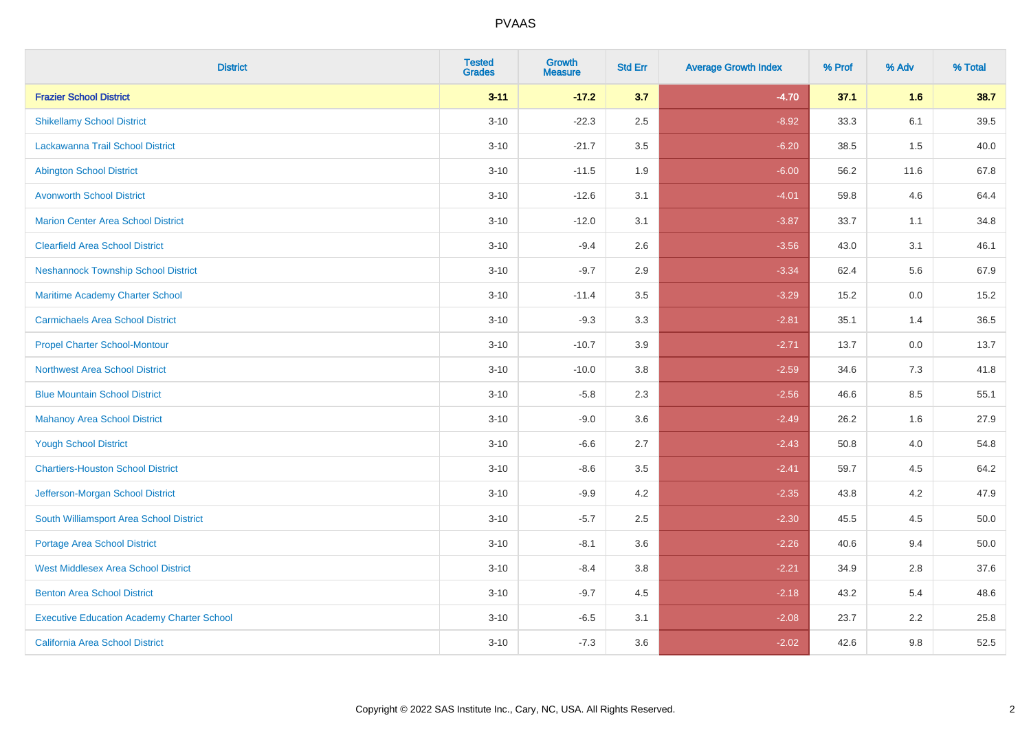| District | Tested Grades | Growth Measure | Std Err | Average Growth Index | % Prof | % Adv | % Total |
|---|---|---|---|---|---|---|---|
| **Frazier School District** | **3-11** | **-17.2** | **3.7** | **-4.70** | **37.1** | **1.6** | **38.7** |
| Shikellamy School District | 3-10 | -22.3 | 2.5 | -8.92 | 33.3 | 6.1 | 39.5 |
| Lackawanna Trail School District | 3-10 | -21.7 | 3.5 | -6.20 | 38.5 | 1.5 | 40.0 |
| Abington School District | 3-10 | -11.5 | 1.9 | -6.00 | 56.2 | 11.6 | 67.8 |
| Avonworth School District | 3-10 | -12.6 | 3.1 | -4.01 | 59.8 | 4.6 | 64.4 |
| Marion Center Area School District | 3-10 | -12.0 | 3.1 | -3.87 | 33.7 | 1.1 | 34.8 |
| Clearfield Area School District | 3-10 | -9.4 | 2.6 | -3.56 | 43.0 | 3.1 | 46.1 |
| Neshannock Township School District | 3-10 | -9.7 | 2.9 | -3.34 | 62.4 | 5.6 | 67.9 |
| Maritime Academy Charter School | 3-10 | -11.4 | 3.5 | -3.29 | 15.2 | 0.0 | 15.2 |
| Carmichaels Area School District | 3-10 | -9.3 | 3.3 | -2.81 | 35.1 | 1.4 | 36.5 |
| Propel Charter School-Montour | 3-10 | -10.7 | 3.9 | -2.71 | 13.7 | 0.0 | 13.7 |
| Northwest Area School District | 3-10 | -10.0 | 3.8 | -2.59 | 34.6 | 7.3 | 41.8 |
| Blue Mountain School District | 3-10 | -5.8 | 2.3 | -2.56 | 46.6 | 8.5 | 55.1 |
| Mahanoy Area School District | 3-10 | -9.0 | 3.6 | -2.49 | 26.2 | 1.6 | 27.9 |
| Yough School District | 3-10 | -6.6 | 2.7 | -2.43 | 50.8 | 4.0 | 54.8 |
| Chartiers-Houston School District | 3-10 | -8.6 | 3.5 | -2.41 | 59.7 | 4.5 | 64.2 |
| Jefferson-Morgan School District | 3-10 | -9.9 | 4.2 | -2.35 | 43.8 | 4.2 | 47.9 |
| South Williamsport Area School District | 3-10 | -5.7 | 2.5 | -2.30 | 45.5 | 4.5 | 50.0 |
| Portage Area School District | 3-10 | -8.1 | 3.6 | -2.26 | 40.6 | 9.4 | 50.0 |
| West Middlesex Area School District | 3-10 | -8.4 | 3.8 | -2.21 | 34.9 | 2.8 | 37.6 |
| Benton Area School District | 3-10 | -9.7 | 4.5 | -2.18 | 43.2 | 5.4 | 48.6 |
| Executive Education Academy Charter School | 3-10 | -6.5 | 3.1 | -2.08 | 23.7 | 2.2 | 25.8 |
| California Area School District | 3-10 | -7.3 | 3.6 | -2.02 | 42.6 | 9.8 | 52.5 |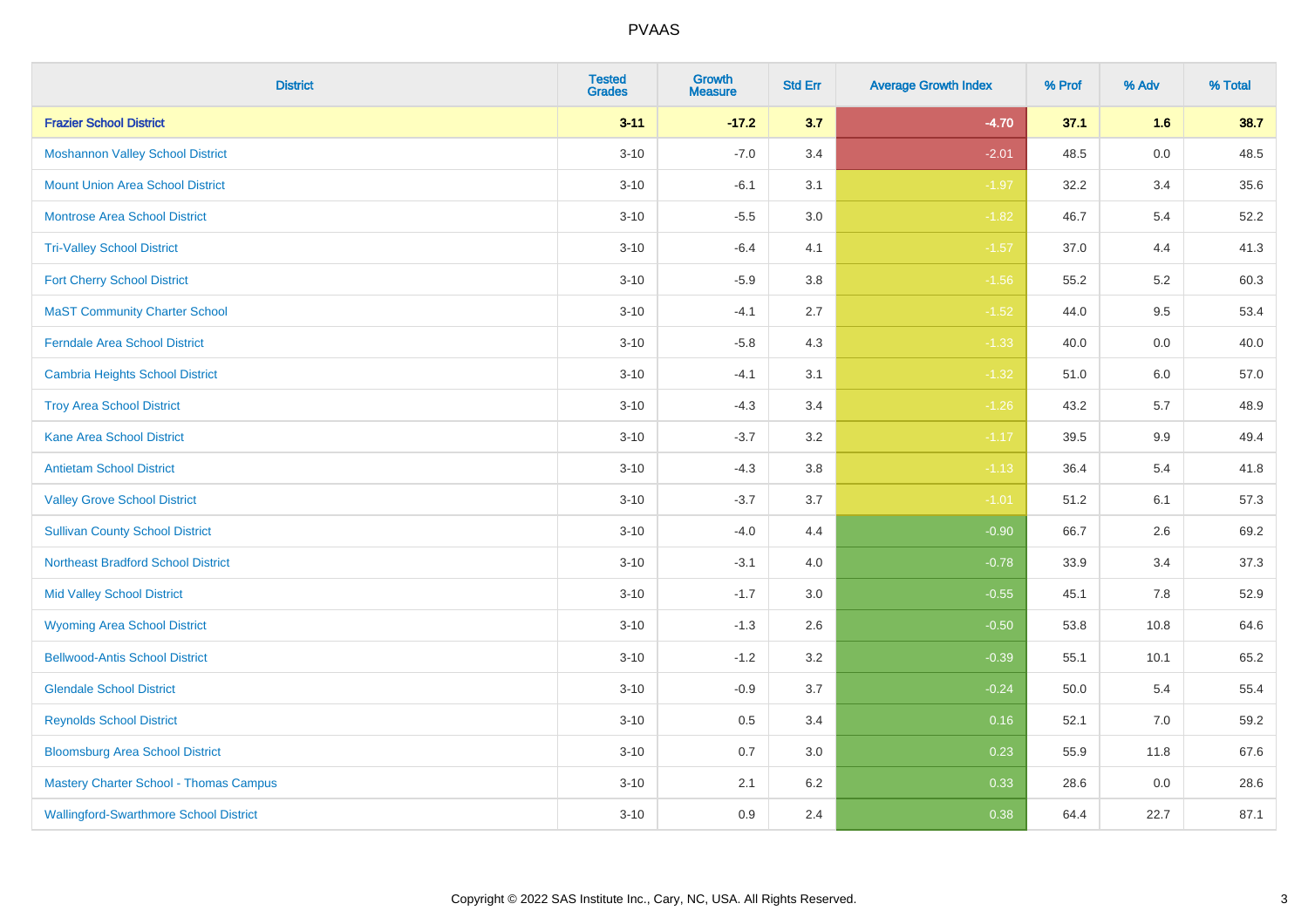| District | Tested Grades | Growth Measure | Std Err | Average Growth Index | % Prof | % Adv | % Total |
|---|---|---|---|---|---|---|---|
| **Frazier School District** | **3-11** | **-17.2** | **3.7** | **-4.70** | **37.1** | **1.6** | **38.7** |
| Moshannon Valley School District | 3-10 | -7.0 | 3.4 | -2.01 | 48.5 | 0.0 | 48.5 |
| Mount Union Area School District | 3-10 | -6.1 | 3.1 | -1.97 | 32.2 | 3.4 | 35.6 |
| Montrose Area School District | 3-10 | -5.5 | 3.0 | -1.82 | 46.7 | 5.4 | 52.2 |
| Tri-Valley School District | 3-10 | -6.4 | 4.1 | -1.57 | 37.0 | 4.4 | 41.3 |
| Fort Cherry School District | 3-10 | -5.9 | 3.8 | -1.56 | 55.2 | 5.2 | 60.3 |
| MaST Community Charter School | 3-10 | -4.1 | 2.7 | -1.52 | 44.0 | 9.5 | 53.4 |
| Ferndale Area School District | 3-10 | -5.8 | 4.3 | -1.33 | 40.0 | 0.0 | 40.0 |
| Cambria Heights School District | 3-10 | -4.1 | 3.1 | -1.32 | 51.0 | 6.0 | 57.0 |
| Troy Area School District | 3-10 | -4.3 | 3.4 | -1.26 | 43.2 | 5.7 | 48.9 |
| Kane Area School District | 3-10 | -3.7 | 3.2 | -1.17 | 39.5 | 9.9 | 49.4 |
| Antietam School District | 3-10 | -4.3 | 3.8 | -1.13 | 36.4 | 5.4 | 41.8 |
| Valley Grove School District | 3-10 | -3.7 | 3.7 | -1.01 | 51.2 | 6.1 | 57.3 |
| Sullivan County School District | 3-10 | -4.0 | 4.4 | -0.90 | 66.7 | 2.6 | 69.2 |
| Northeast Bradford School District | 3-10 | -3.1 | 4.0 | -0.78 | 33.9 | 3.4 | 37.3 |
| Mid Valley School District | 3-10 | -1.7 | 3.0 | -0.55 | 45.1 | 7.8 | 52.9 |
| Wyoming Area School District | 3-10 | -1.3 | 2.6 | -0.50 | 53.8 | 10.8 | 64.6 |
| Bellwood-Antis School District | 3-10 | -1.2 | 3.2 | -0.39 | 55.1 | 10.1 | 65.2 |
| Glendale School District | 3-10 | -0.9 | 3.7 | -0.24 | 50.0 | 5.4 | 55.4 |
| Reynolds School District | 3-10 | 0.5 | 3.4 | 0.16 | 52.1 | 7.0 | 59.2 |
| Bloomsburg Area School District | 3-10 | 0.7 | 3.0 | 0.23 | 55.9 | 11.8 | 67.6 |
| Mastery Charter School - Thomas Campus | 3-10 | 2.1 | 6.2 | 0.33 | 28.6 | 0.0 | 28.6 |
| Wallingford-Swarthmore School District | 3-10 | 0.9 | 2.4 | 0.38 | 64.4 | 22.7 | 87.1 |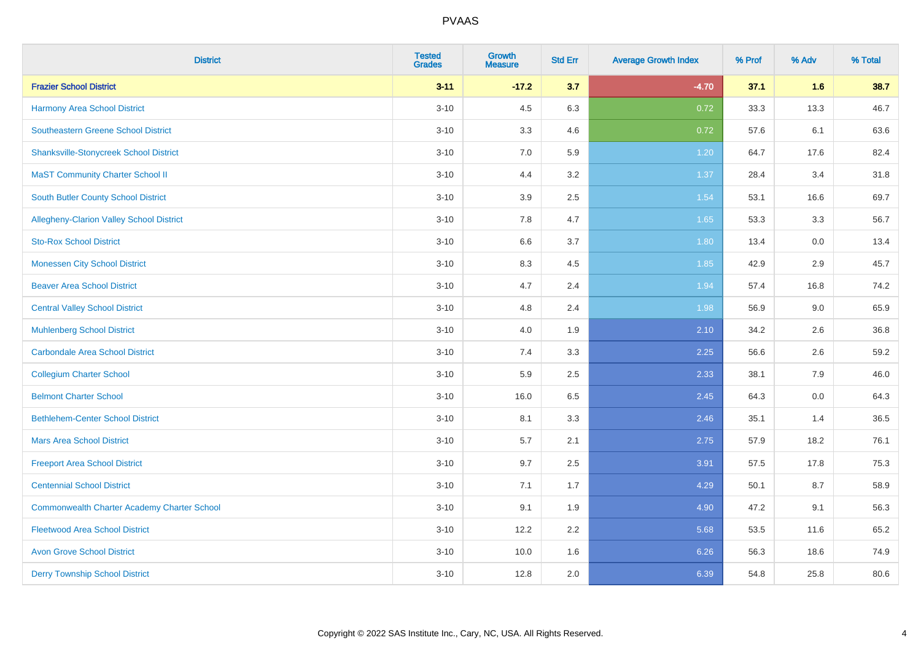# PVAAS

| District | Tested Grades | Growth Measure | Std Err | Average Growth Index | % Prof | % Adv | % Total |
|---|---|---|---|---|---|---|---|
| **Frazier School District** | **3-11** | **-17.2** | **3.7** | **-4.70** | **37.1** | **1.6** | **38.7** |
| Harmony Area School District | 3-10 | 4.5 | 6.3 | 0.72 | 33.3 | 13.3 | 46.7 |
| Southeastern Greene School District | 3-10 | 3.3 | 4.6 | 0.72 | 57.6 | 6.1 | 63.6 |
| Shanksville-Stonycreek School District | 3-10 | 7.0 | 5.9 | 1.20 | 64.7 | 17.6 | 82.4 |
| MaST Community Charter School II | 3-10 | 4.4 | 3.2 | 1.37 | 28.4 | 3.4 | 31.8 |
| South Butler County School District | 3-10 | 3.9 | 2.5 | 1.54 | 53.1 | 16.6 | 69.7 |
| Allegheny-Clarion Valley School District | 3-10 | 7.8 | 4.7 | 1.65 | 53.3 | 3.3 | 56.7 |
| Sto-Rox School District | 3-10 | 6.6 | 3.7 | 1.80 | 13.4 | 0.0 | 13.4 |
| Monessen City School District | 3-10 | 8.3 | 4.5 | 1.85 | 42.9 | 2.9 | 45.7 |
| Beaver Area School District | 3-10 | 4.7 | 2.4 | 1.94 | 57.4 | 16.8 | 74.2 |
| Central Valley School District | 3-10 | 4.8 | 2.4 | 1.98 | 56.9 | 9.0 | 65.9 |
| Muhlenberg School District | 3-10 | 4.0 | 1.9 | 2.10 | 34.2 | 2.6 | 36.8 |
| Carbondale Area School District | 3-10 | 7.4 | 3.3 | 2.25 | 56.6 | 2.6 | 59.2 |
| Collegium Charter School | 3-10 | 5.9 | 2.5 | 2.33 | 38.1 | 7.9 | 46.0 |
| Belmont Charter School | 3-10 | 16.0 | 6.5 | 2.45 | 64.3 | 0.0 | 64.3 |
| Bethlehem-Center School District | 3-10 | 8.1 | 3.3 | 2.46 | 35.1 | 1.4 | 36.5 |
| Mars Area School District | 3-10 | 5.7 | 2.1 | 2.75 | 57.9 | 18.2 | 76.1 |
| Freeport Area School District | 3-10 | 9.7 | 2.5 | 3.91 | 57.5 | 17.8 | 75.3 |
| Centennial School District | 3-10 | 7.1 | 1.7 | 4.29 | 50.1 | 8.7 | 58.9 |
| Commonwealth Charter Academy Charter School | 3-10 | 9.1 | 1.9 | 4.90 | 47.2 | 9.1 | 56.3 |
| Fleetwood Area School District | 3-10 | 12.2 | 2.2 | 5.68 | 53.5 | 11.6 | 65.2 |
| Avon Grove School District | 3-10 | 10.0 | 1.6 | 6.26 | 56.3 | 18.6 | 74.9 |
| Derry Township School District | 3-10 | 12.8 | 2.0 | 6.39 | 54.8 | 25.8 | 80.6 |

Copyright © 2022 SAS Institute Inc., Cary, NC, USA. All Rights Reserved.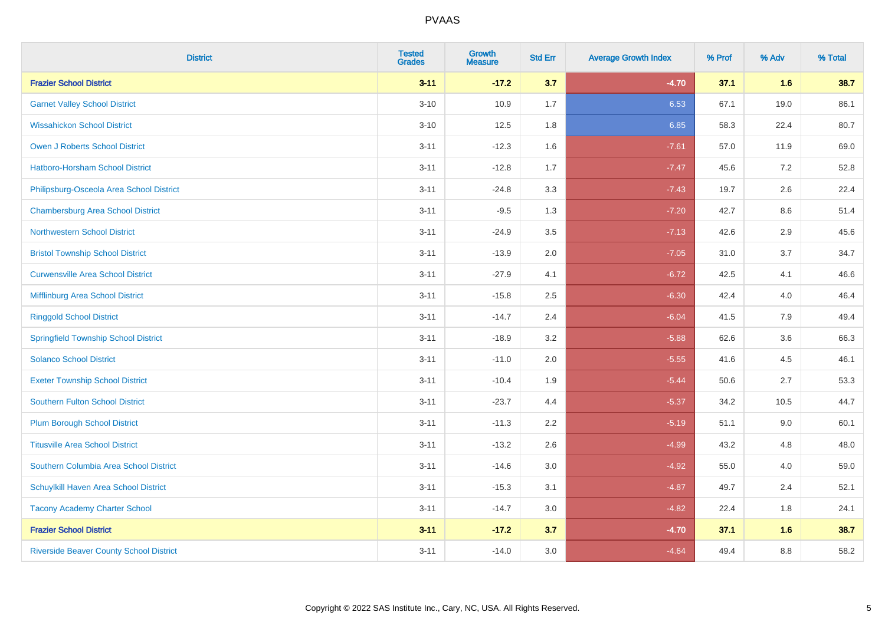| District | Tested Grades | Growth Measure | Std Err | Average Growth Index | % Prof | % Adv | % Total |
|---|---|---|---|---|---|---|---|
| **Frazier School District** | **3-11** | **-17.2** | **3.7** | **-4.70** | **37.1** | **1.6** | **38.7** |
| Garnet Valley School District | 3-10 | 10.9 | 1.7 | 6.53 | 67.1 | 19.0 | 86.1 |
| Wissahickon School District | 3-10 | 12.5 | 1.8 | 6.85 | 58.3 | 22.4 | 80.7 |
| Owen J Roberts School District | 3-11 | -12.3 | 1.6 | -7.61 | 57.0 | 11.9 | 69.0 |
| Hatboro-Horsham School District | 3-11 | -12.8 | 1.7 | -7.47 | 45.6 | 7.2 | 52.8 |
| Philipsburg-Osceola Area School District | 3-11 | -24.8 | 3.3 | -7.43 | 19.7 | 2.6 | 22.4 |
| Chambersburg Area School District | 3-11 | -9.5 | 1.3 | -7.20 | 42.7 | 8.6 | 51.4 |
| Northwestern School District | 3-11 | -24.9 | 3.5 | -7.13 | 42.6 | 2.9 | 45.6 |
| Bristol Township School District | 3-11 | -13.9 | 2.0 | -7.05 | 31.0 | 3.7 | 34.7 |
| Curwensville Area School District | 3-11 | -27.9 | 4.1 | -6.72 | 42.5 | 4.1 | 46.6 |
| Mifflinburg Area School District | 3-11 | -15.8 | 2.5 | -6.30 | 42.4 | 4.0 | 46.4 |
| Ringgold School District | 3-11 | -14.7 | 2.4 | -6.04 | 41.5 | 7.9 | 49.4 |
| Springfield Township School District | 3-11 | -18.9 | 3.2 | -5.88 | 62.6 | 3.6 | 66.3 |
| Solanco School District | 3-11 | -11.0 | 2.0 | -5.55 | 41.6 | 4.5 | 46.1 |
| Exeter Township School District | 3-11 | -10.4 | 1.9 | -5.44 | 50.6 | 2.7 | 53.3 |
| Southern Fulton School District | 3-11 | -23.7 | 4.4 | -5.37 | 34.2 | 10.5 | 44.7 |
| Plum Borough School District | 3-11 | -11.3 | 2.2 | -5.19 | 51.1 | 9.0 | 60.1 |
| Titusville Area School District | 3-11 | -13.2 | 2.6 | -4.99 | 43.2 | 4.8 | 48.0 |
| Southern Columbia Area School District | 3-11 | -14.6 | 3.0 | -4.92 | 55.0 | 4.0 | 59.0 |
| Schuylkill Haven Area School District | 3-11 | -15.3 | 3.1 | -4.87 | 49.7 | 2.4 | 52.1 |
| Tacony Academy Charter School | 3-11 | -14.7 | 3.0 | -4.82 | 22.4 | 1.8 | 24.1 |
| **Frazier School District** | **3-11** | **-17.2** | **3.7** | **-4.70** | **37.1** | **1.6** | **38.7** |
| Riverside Beaver County School District | 3-11 | -14.0 | 3.0 | -4.64 | 49.4 | 8.8 | 58.2 |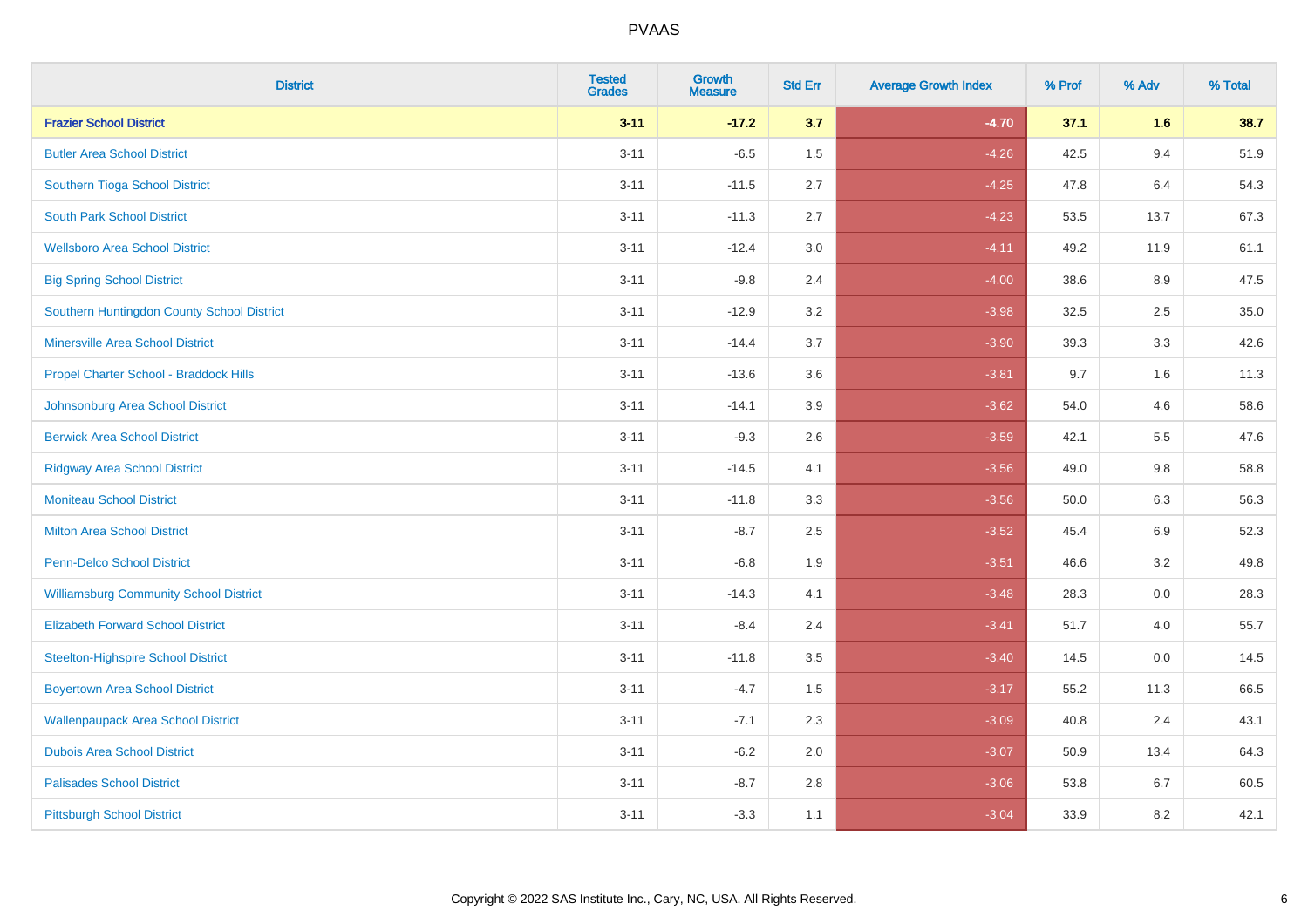# PVAAS

| District | Tested Grades | Growth Measure | Std Err | Average Growth Index | % Prof | % Adv | % Total |
|---|---|---|---|---|---|---|---|
| **Frazier School District** | **3-11** | **-17.2** | **3.7** | **-4.70** | **37.1** | **1.6** | **38.7** |
| Butler Area School District | 3-11 | -6.5 | 1.5 | -4.26 | 42.5 | 9.4 | 51.9 |
| Southern Tioga School District | 3-11 | -11.5 | 2.7 | -4.25 | 47.8 | 6.4 | 54.3 |
| South Park School District | 3-11 | -11.3 | 2.7 | -4.23 | 53.5 | 13.7 | 67.3 |
| Wellsboro Area School District | 3-11 | -12.4 | 3.0 | -4.11 | 49.2 | 11.9 | 61.1 |
| Big Spring School District | 3-11 | -9.8 | 2.4 | -4.00 | 38.6 | 8.9 | 47.5 |
| Southern Huntingdon County School District | 3-11 | -12.9 | 3.2 | -3.98 | 32.5 | 2.5 | 35.0 |
| Minersville Area School District | 3-11 | -14.4 | 3.7 | -3.90 | 39.3 | 3.3 | 42.6 |
| Propel Charter School - Braddock Hills | 3-11 | -13.6 | 3.6 | -3.81 | 9.7 | 1.6 | 11.3 |
| Johnsonburg Area School District | 3-11 | -14.1 | 3.9 | -3.62 | 54.0 | 4.6 | 58.6 |
| Berwick Area School District | 3-11 | -9.3 | 2.6 | -3.59 | 42.1 | 5.5 | 47.6 |
| Ridgway Area School District | 3-11 | -14.5 | 4.1 | -3.56 | 49.0 | 9.8 | 58.8 |
| Moniteau School District | 3-11 | -11.8 | 3.3 | -3.56 | 50.0 | 6.3 | 56.3 |
| Milton Area School District | 3-11 | -8.7 | 2.5 | -3.52 | 45.4 | 6.9 | 52.3 |
| Penn-Delco School District | 3-11 | -6.8 | 1.9 | -3.51 | 46.6 | 3.2 | 49.8 |
| Williamsburg Community School District | 3-11 | -14.3 | 4.1 | -3.48 | 28.3 | 0.0 | 28.3 |
| Elizabeth Forward School District | 3-11 | -8.4 | 2.4 | -3.41 | 51.7 | 4.0 | 55.7 |
| Steelton-Highspire School District | 3-11 | -11.8 | 3.5 | -3.40 | 14.5 | 0.0 | 14.5 |
| Boyertown Area School District | 3-11 | -4.7 | 1.5 | -3.17 | 55.2 | 11.3 | 66.5 |
| Wallenpaupack Area School District | 3-11 | -7.1 | 2.3 | -3.09 | 40.8 | 2.4 | 43.1 |
| Dubois Area School District | 3-11 | -6.2 | 2.0 | -3.07 | 50.9 | 13.4 | 64.3 |
| Palisades School District | 3-11 | -8.7 | 2.8 | -3.06 | 53.8 | 6.7 | 60.5 |
| Pittsburgh School District | 3-11 | -3.3 | 1.1 | -3.04 | 33.9 | 8.2 | 42.1 |

Copyright © 2022 SAS Institute Inc., Cary, NC, USA. All Rights Reserved.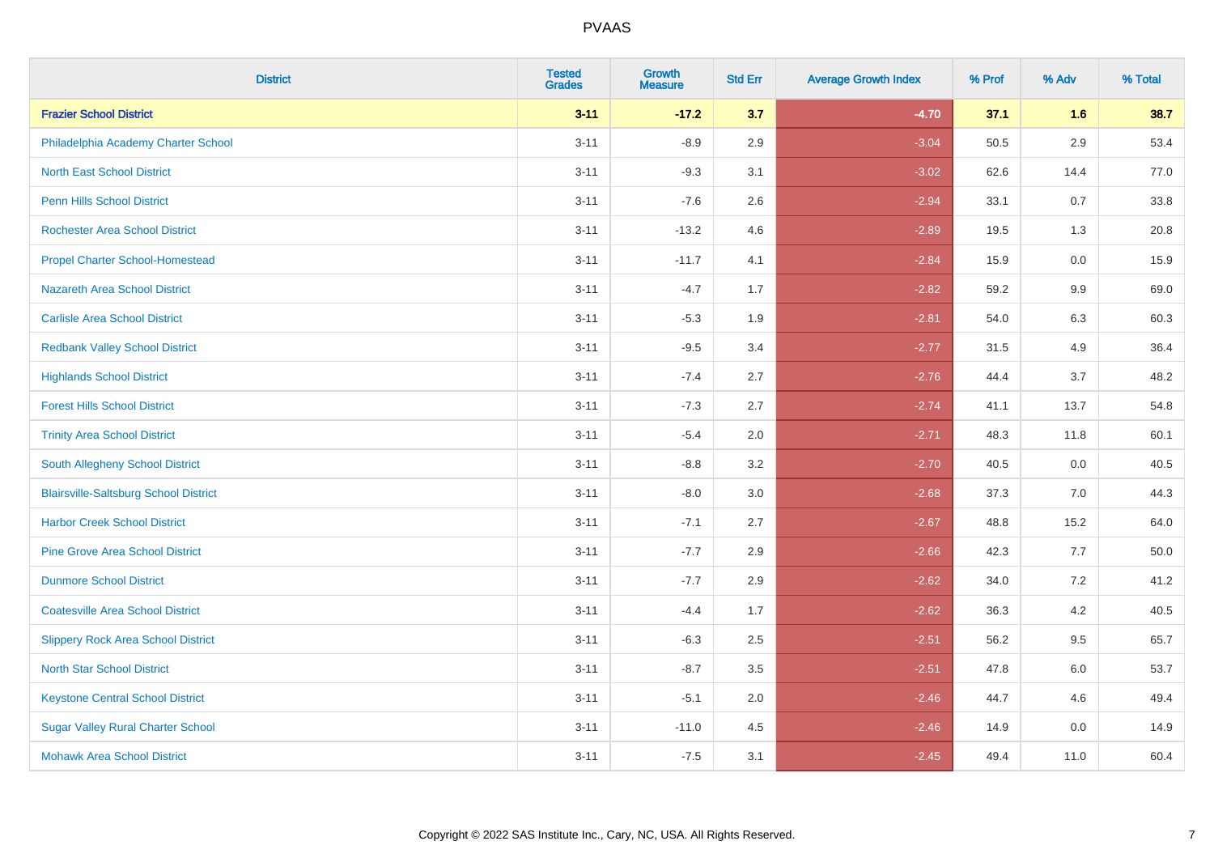| District | Tested Grades | Growth Measure | Std Err | Average Growth Index | % Prof | % Adv | % Total |
|---|---|---|---|---|---|---|---|
| **Frazier School District** | **3-11** | **-17.2** | **3.7** | **-4.70** | **37.1** | **1.6** | **38.7** |
| Philadelphia Academy Charter School | 3-11 | -8.9 | 2.9 | -3.04 | 50.5 | 2.9 | 53.4 |
| North East School District | 3-11 | -9.3 | 3.1 | -3.02 | 62.6 | 14.4 | 77.0 |
| Penn Hills School District | 3-11 | -7.6 | 2.6 | -2.94 | 33.1 | 0.7 | 33.8 |
| Rochester Area School District | 3-11 | -13.2 | 4.6 | -2.89 | 19.5 | 1.3 | 20.8 |
| Propel Charter School-Homestead | 3-11 | -11.7 | 4.1 | -2.84 | 15.9 | 0.0 | 15.9 |
| Nazareth Area School District | 3-11 | -4.7 | 1.7 | -2.82 | 59.2 | 9.9 | 69.0 |
| Carlisle Area School District | 3-11 | -5.3 | 1.9 | -2.81 | 54.0 | 6.3 | 60.3 |
| Redbank Valley School District | 3-11 | -9.5 | 3.4 | -2.77 | 31.5 | 4.9 | 36.4 |
| Highlands School District | 3-11 | -7.4 | 2.7 | -2.76 | 44.4 | 3.7 | 48.2 |
| Forest Hills School District | 3-11 | -7.3 | 2.7 | -2.74 | 41.1 | 13.7 | 54.8 |
| Trinity Area School District | 3-11 | -5.4 | 2.0 | -2.71 | 48.3 | 11.8 | 60.1 |
| South Allegheny School District | 3-11 | -8.8 | 3.2 | -2.70 | 40.5 | 0.0 | 40.5 |
| Blairsville-Saltsburg School District | 3-11 | -8.0 | 3.0 | -2.68 | 37.3 | 7.0 | 44.3 |
| Harbor Creek School District | 3-11 | -7.1 | 2.7 | -2.67 | 48.8 | 15.2 | 64.0 |
| Pine Grove Area School District | 3-11 | -7.7 | 2.9 | -2.66 | 42.3 | 7.7 | 50.0 |
| Dunmore School District | 3-11 | -7.7 | 2.9 | -2.62 | 34.0 | 7.2 | 41.2 |
| Coatesville Area School District | 3-11 | -4.4 | 1.7 | -2.62 | 36.3 | 4.2 | 40.5 |
| Slippery Rock Area School District | 3-11 | -6.3 | 2.5 | -2.51 | 56.2 | 9.5 | 65.7 |
| North Star School District | 3-11 | -8.7 | 3.5 | -2.51 | 47.8 | 6.0 | 53.7 |
| Keystone Central School District | 3-11 | -5.1 | 2.0 | -2.46 | 44.7 | 4.6 | 49.4 |
| Sugar Valley Rural Charter School | 3-11 | -11.0 | 4.5 | -2.46 | 14.9 | 0.0 | 14.9 |
| Mohawk Area School District | 3-11 | -7.5 | 3.1 | -2.45 | 49.4 | 11.0 | 60.4 |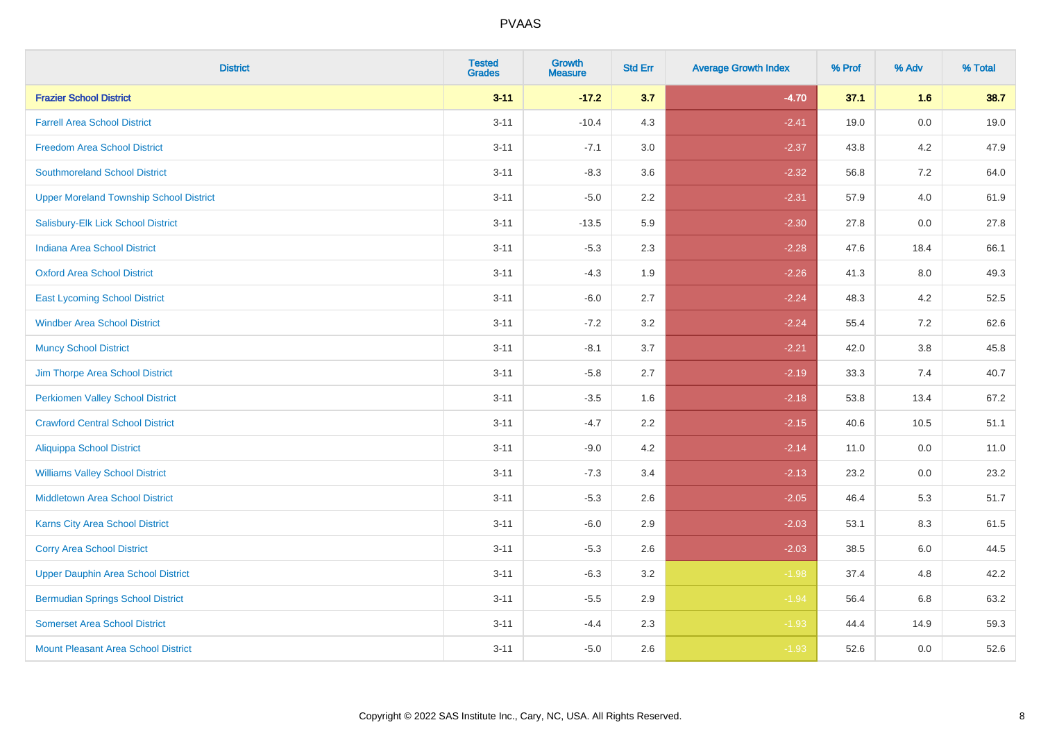| District | Tested Grades | Growth Measure | Std Err | Average Growth Index | % Prof | % Adv | % Total |
|---|---|---|---|---|---|---|---|
| **Frazier School District** | **3-11** | **-17.2** | **3.7** | **-4.70** | **37.1** | **1.6** | **38.7** |
| Farrell Area School District | 3-11 | -10.4 | 4.3 | -2.41 | 19.0 | 0.0 | 19.0 |
| Freedom Area School District | 3-11 | -7.1 | 3.0 | -2.37 | 43.8 | 4.2 | 47.9 |
| Southmoreland School District | 3-11 | -8.3 | 3.6 | -2.32 | 56.8 | 7.2 | 64.0 |
| Upper Moreland Township School District | 3-11 | -5.0 | 2.2 | -2.31 | 57.9 | 4.0 | 61.9 |
| Salisbury-Elk Lick School District | 3-11 | -13.5 | 5.9 | -2.30 | 27.8 | 0.0 | 27.8 |
| Indiana Area School District | 3-11 | -5.3 | 2.3 | -2.28 | 47.6 | 18.4 | 66.1 |
| Oxford Area School District | 3-11 | -4.3 | 1.9 | -2.26 | 41.3 | 8.0 | 49.3 |
| East Lycoming School District | 3-11 | -6.0 | 2.7 | -2.24 | 48.3 | 4.2 | 52.5 |
| Windber Area School District | 3-11 | -7.2 | 3.2 | -2.24 | 55.4 | 7.2 | 62.6 |
| Muncy School District | 3-11 | -8.1 | 3.7 | -2.21 | 42.0 | 3.8 | 45.8 |
| Jim Thorpe Area School District | 3-11 | -5.8 | 2.7 | -2.19 | 33.3 | 7.4 | 40.7 |
| Perkiomen Valley School District | 3-11 | -3.5 | 1.6 | -2.18 | 53.8 | 13.4 | 67.2 |
| Crawford Central School District | 3-11 | -4.7 | 2.2 | -2.15 | 40.6 | 10.5 | 51.1 |
| Aliquippa School District | 3-11 | -9.0 | 4.2 | -2.14 | 11.0 | 0.0 | 11.0 |
| Williams Valley School District | 3-11 | -7.3 | 3.4 | -2.13 | 23.2 | 0.0 | 23.2 |
| Middletown Area School District | 3-11 | -5.3 | 2.6 | -2.05 | 46.4 | 5.3 | 51.7 |
| Karns City Area School District | 3-11 | -6.0 | 2.9 | -2.03 | 53.1 | 8.3 | 61.5 |
| Corry Area School District | 3-11 | -5.3 | 2.6 | -2.03 | 38.5 | 6.0 | 44.5 |
| Upper Dauphin Area School District | 3-11 | -6.3 | 3.2 | -1.98 | 37.4 | 4.8 | 42.2 |
| Bermudian Springs School District | 3-11 | -5.5 | 2.9 | -1.94 | 56.4 | 6.8 | 63.2 |
| Somerset Area School District | 3-11 | -4.4 | 2.3 | -1.93 | 44.4 | 14.9 | 59.3 |
| Mount Pleasant Area School District | 3-11 | -5.0 | 2.6 | -1.93 | 52.6 | 0.0 | 52.6 |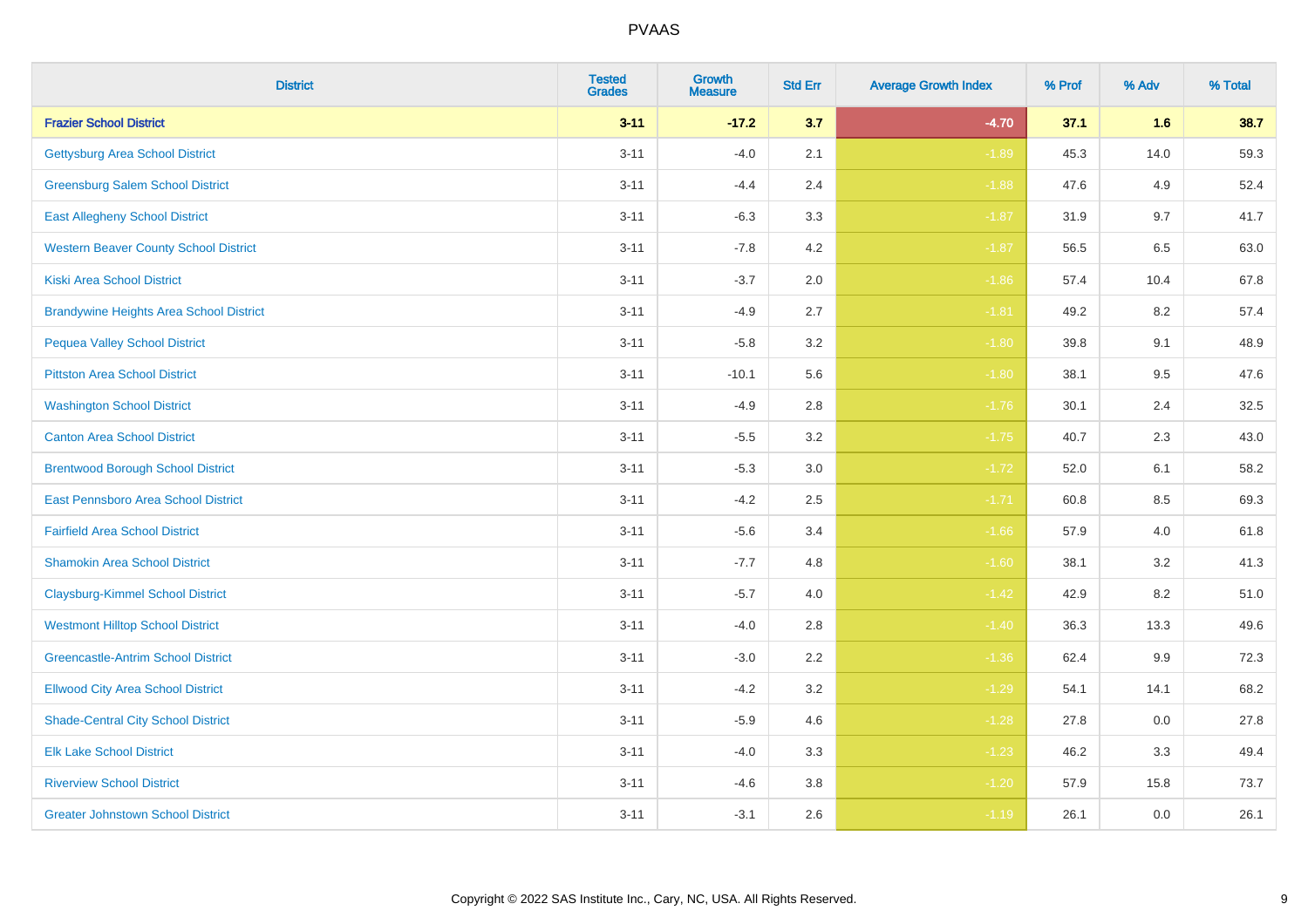| District | Tested Grades | Growth Measure | Std Err | Average Growth Index | % Prof | % Adv | % Total |
|---|---|---|---|---|---|---|---|
| **Frazier School District** | **3-11** | **-17.2** | **3.7** | **-4.70** | **37.1** | **1.6** | **38.7** |
| Gettysburg Area School District | 3-11 | -4.0 | 2.1 | -1.89 | 45.3 | 14.0 | 59.3 |
| Greensburg Salem School District | 3-11 | -4.4 | 2.4 | -1.88 | 47.6 | 4.9 | 52.4 |
| East Allegheny School District | 3-11 | -6.3 | 3.3 | -1.87 | 31.9 | 9.7 | 41.7 |
| Western Beaver County School District | 3-11 | -7.8 | 4.2 | -1.87 | 56.5 | 6.5 | 63.0 |
| Kiski Area School District | 3-11 | -3.7 | 2.0 | -1.86 | 57.4 | 10.4 | 67.8 |
| Brandywine Heights Area School District | 3-11 | -4.9 | 2.7 | -1.81 | 49.2 | 8.2 | 57.4 |
| Pequea Valley School District | 3-11 | -5.8 | 3.2 | -1.80 | 39.8 | 9.1 | 48.9 |
| Pittston Area School District | 3-11 | -10.1 | 5.6 | -1.80 | 38.1 | 9.5 | 47.6 |
| Washington School District | 3-11 | -4.9 | 2.8 | -1.76 | 30.1 | 2.4 | 32.5 |
| Canton Area School District | 3-11 | -5.5 | 3.2 | -1.75 | 40.7 | 2.3 | 43.0 |
| Brentwood Borough School District | 3-11 | -5.3 | 3.0 | -1.72 | 52.0 | 6.1 | 58.2 |
| East Pennsboro Area School District | 3-11 | -4.2 | 2.5 | -1.71 | 60.8 | 8.5 | 69.3 |
| Fairfield Area School District | 3-11 | -5.6 | 3.4 | -1.66 | 57.9 | 4.0 | 61.8 |
| Shamokin Area School District | 3-11 | -7.7 | 4.8 | -1.60 | 38.1 | 3.2 | 41.3 |
| Claysburg-Kimmel School District | 3-11 | -5.7 | 4.0 | -1.42 | 42.9 | 8.2 | 51.0 |
| Westmont Hilltop School District | 3-11 | -4.0 | 2.8 | -1.40 | 36.3 | 13.3 | 49.6 |
| Greencastle-Antrim School District | 3-11 | -3.0 | 2.2 | -1.36 | 62.4 | 9.9 | 72.3 |
| Ellwood City Area School District | 3-11 | -4.2 | 3.2 | -1.29 | 54.1 | 14.1 | 68.2 |
| Shade-Central City School District | 3-11 | -5.9 | 4.6 | -1.28 | 27.8 | 0.0 | 27.8 |
| Elk Lake School District | 3-11 | -4.0 | 3.3 | -1.23 | 46.2 | 3.3 | 49.4 |
| Riverview School District | 3-11 | -4.6 | 3.8 | -1.20 | 57.9 | 15.8 | 73.7 |
| Greater Johnstown School District | 3-11 | -3.1 | 2.6 | -1.19 | 26.1 | 0.0 | 26.1 |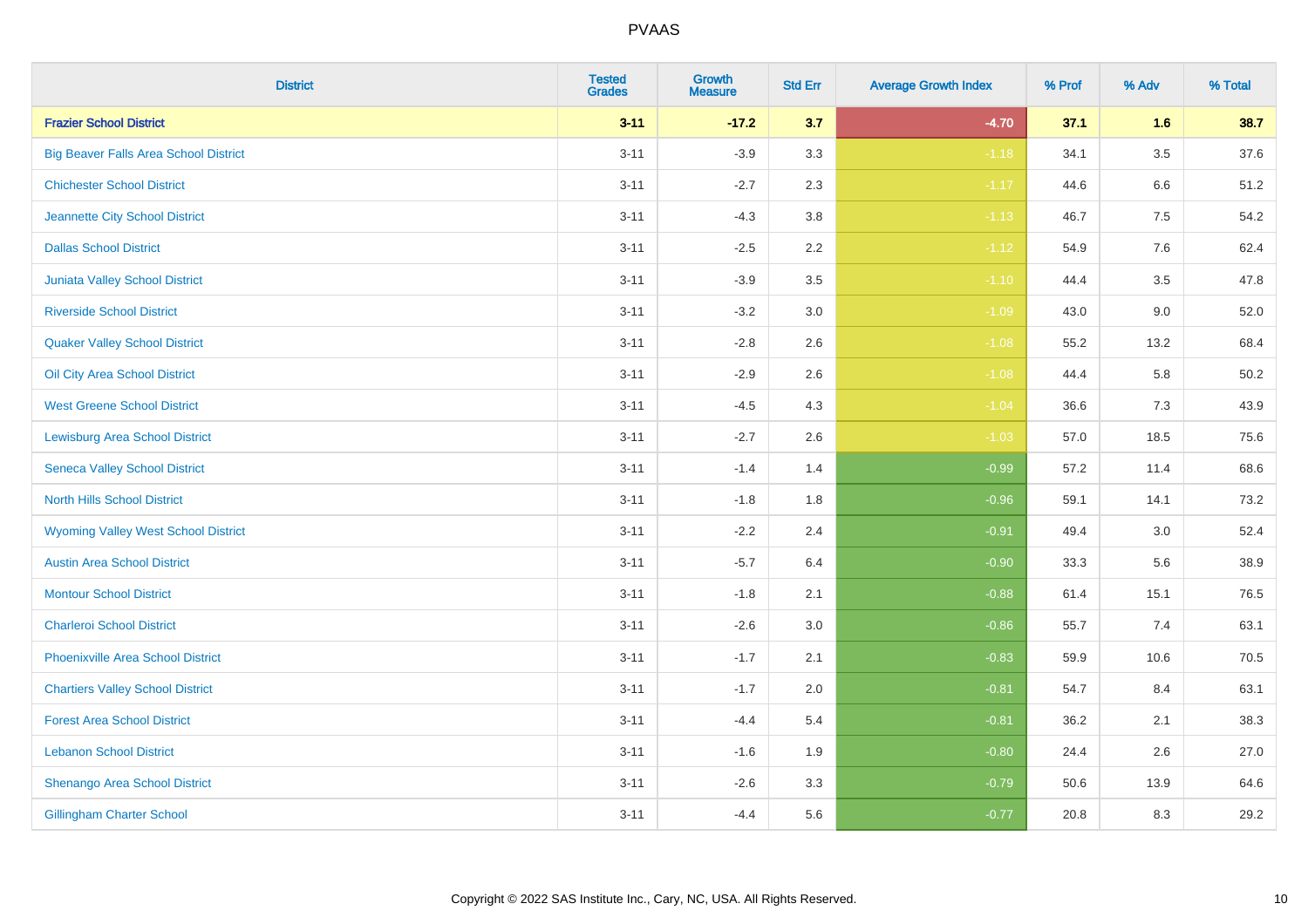# PVAAS

| District | Tested Grades | Growth Measure | Std Err | Average Growth Index | % Prof | % Adv | % Total |
|---|---|---|---|---|---|---|---|
| **Frazier School District** | **3-11** | **-17.2** | **3.7** | **-4.70** | **37.1** | **1.6** | **38.7** |
| Big Beaver Falls Area School District | 3-11 | -3.9 | 3.3 | -1.18 | 34.1 | 3.5 | 37.6 |
| Chichester School District | 3-11 | -2.7 | 2.3 | -1.17 | 44.6 | 6.6 | 51.2 |
| Jeannette City School District | 3-11 | -4.3 | 3.8 | -1.13 | 46.7 | 7.5 | 54.2 |
| Dallas School District | 3-11 | -2.5 | 2.2 | -1.12 | 54.9 | 7.6 | 62.4 |
| Juniata Valley School District | 3-11 | -3.9 | 3.5 | -1.10 | 44.4 | 3.5 | 47.8 |
| Riverside School District | 3-11 | -3.2 | 3.0 | -1.09 | 43.0 | 9.0 | 52.0 |
| Quaker Valley School District | 3-11 | -2.8 | 2.6 | -1.08 | 55.2 | 13.2 | 68.4 |
| Oil City Area School District | 3-11 | -2.9 | 2.6 | -1.08 | 44.4 | 5.8 | 50.2 |
| West Greene School District | 3-11 | -4.5 | 4.3 | -1.04 | 36.6 | 7.3 | 43.9 |
| Lewisburg Area School District | 3-11 | -2.7 | 2.6 | -1.03 | 57.0 | 18.5 | 75.6 |
| Seneca Valley School District | 3-11 | -1.4 | 1.4 | -0.99 | 57.2 | 11.4 | 68.6 |
| North Hills School District | 3-11 | -1.8 | 1.8 | -0.96 | 59.1 | 14.1 | 73.2 |
| Wyoming Valley West School District | 3-11 | -2.2 | 2.4 | -0.91 | 49.4 | 3.0 | 52.4 |
| Austin Area School District | 3-11 | -5.7 | 6.4 | -0.90 | 33.3 | 5.6 | 38.9 |
| Montour School District | 3-11 | -1.8 | 2.1 | -0.88 | 61.4 | 15.1 | 76.5 |
| Charleroi School District | 3-11 | -2.6 | 3.0 | -0.86 | 55.7 | 7.4 | 63.1 |
| Phoenixville Area School District | 3-11 | -1.7 | 2.1 | -0.83 | 59.9 | 10.6 | 70.5 |
| Chartiers Valley School District | 3-11 | -1.7 | 2.0 | -0.81 | 54.7 | 8.4 | 63.1 |
| Forest Area School District | 3-11 | -4.4 | 5.4 | -0.81 | 36.2 | 2.1 | 38.3 |
| Lebanon School District | 3-11 | -1.6 | 1.9 | -0.80 | 24.4 | 2.6 | 27.0 |
| Shenango Area School District | 3-11 | -2.6 | 3.3 | -0.79 | 50.6 | 13.9 | 64.6 |
| Gillingham Charter School | 3-11 | -4.4 | 5.6 | -0.77 | 20.8 | 8.3 | 29.2 |

Copyright © 2022 SAS Institute Inc., Cary, NC, USA. All Rights Reserved.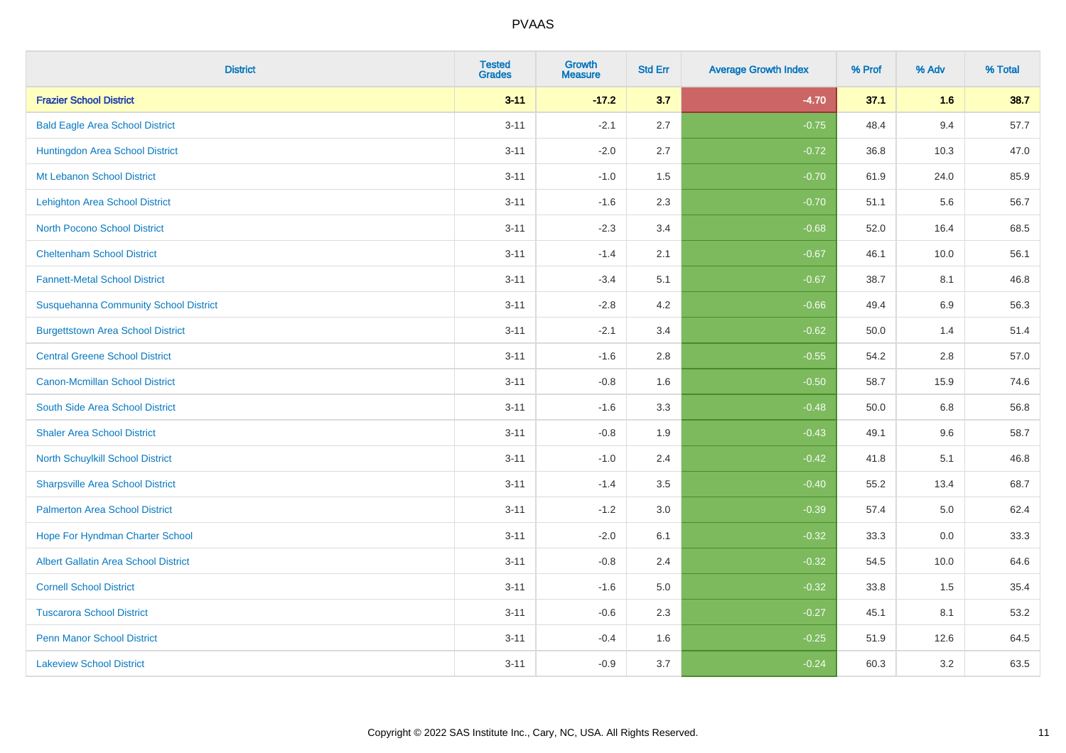PVAAS

| District | Tested Grades | Growth Measure | Std Err | Average Growth Index | % Prof | % Adv | % Total |
|---|---|---|---|---|---|---|---|
| **Frazier School District** | **3-11** | **-17.2** | **3.7** | **-4.70** | **37.1** | **1.6** | **38.7** |
| Bald Eagle Area School District | 3-11 | -2.1 | 2.7 | -0.75 | 48.4 | 9.4 | 57.7 |
| Huntingdon Area School District | 3-11 | -2.0 | 2.7 | -0.72 | 36.8 | 10.3 | 47.0 |
| Mt Lebanon School District | 3-11 | -1.0 | 1.5 | -0.70 | 61.9 | 24.0 | 85.9 |
| Lehighton Area School District | 3-11 | -1.6 | 2.3 | -0.70 | 51.1 | 5.6 | 56.7 |
| North Pocono School District | 3-11 | -2.3 | 3.4 | -0.68 | 52.0 | 16.4 | 68.5 |
| Cheltenham School District | 3-11 | -1.4 | 2.1 | -0.67 | 46.1 | 10.0 | 56.1 |
| Fannett-Metal School District | 3-11 | -3.4 | 5.1 | -0.67 | 38.7 | 8.1 | 46.8 |
| Susquehanna Community School District | 3-11 | -2.8 | 4.2 | -0.66 | 49.4 | 6.9 | 56.3 |
| Burgettstown Area School District | 3-11 | -2.1 | 3.4 | -0.62 | 50.0 | 1.4 | 51.4 |
| Central Greene School District | 3-11 | -1.6 | 2.8 | -0.55 | 54.2 | 2.8 | 57.0 |
| Canon-Mcmillan School District | 3-11 | -0.8 | 1.6 | -0.50 | 58.7 | 15.9 | 74.6 |
| South Side Area School District | 3-11 | -1.6 | 3.3 | -0.48 | 50.0 | 6.8 | 56.8 |
| Shaler Area School District | 3-11 | -0.8 | 1.9 | -0.43 | 49.1 | 9.6 | 58.7 |
| North Schuylkill School District | 3-11 | -1.0 | 2.4 | -0.42 | 41.8 | 5.1 | 46.8 |
| Sharpsville Area School District | 3-11 | -1.4 | 3.5 | -0.40 | 55.2 | 13.4 | 68.7 |
| Palmerton Area School District | 3-11 | -1.2 | 3.0 | -0.39 | 57.4 | 5.0 | 62.4 |
| Hope For Hyndman Charter School | 3-11 | -2.0 | 6.1 | -0.32 | 33.3 | 0.0 | 33.3 |
| Albert Gallatin Area School District | 3-11 | -0.8 | 2.4 | -0.32 | 54.5 | 10.0 | 64.6 |
| Cornell School District | 3-11 | -1.6 | 5.0 | -0.32 | 33.8 | 1.5 | 35.4 |
| Tuscarora School District | 3-11 | -0.6 | 2.3 | -0.27 | 45.1 | 8.1 | 53.2 |
| Penn Manor School District | 3-11 | -0.4 | 1.6 | -0.25 | 51.9 | 12.6 | 64.5 |
| Lakeview School District | 3-11 | -0.9 | 3.7 | -0.24 | 60.3 | 3.2 | 63.5 |

Copyright © 2022 SAS Institute Inc., Cary, NC, USA. All Rights Reserved.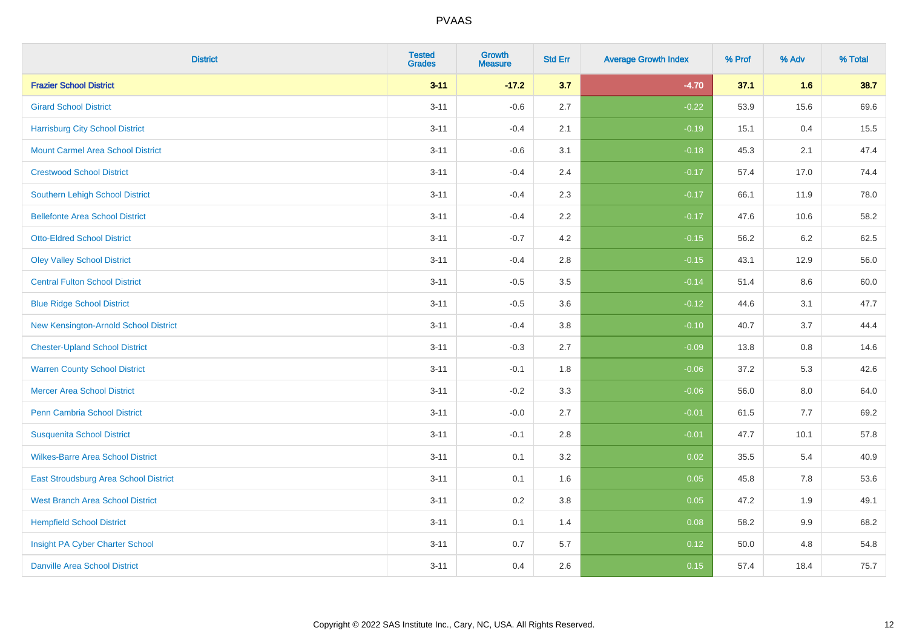# PVAAS

| District | Tested Grades | Growth Measure | Std Err | Average Growth Index | % Prof | % Adv | % Total |
|---|---|---|---|---|---|---|---|
| **Frazier School District** | **3-11** | **-17.2** | **3.7** | **-4.70** | **37.1** | **1.6** | **38.7** |
| Girard School District | 3-11 | -0.6 | 2.7 | -0.22 | 53.9 | 15.6 | 69.6 |
| Harrisburg City School District | 3-11 | -0.4 | 2.1 | -0.19 | 15.1 | 0.4 | 15.5 |
| Mount Carmel Area School District | 3-11 | -0.6 | 3.1 | -0.18 | 45.3 | 2.1 | 47.4 |
| Crestwood School District | 3-11 | -0.4 | 2.4 | -0.17 | 57.4 | 17.0 | 74.4 |
| Southern Lehigh School District | 3-11 | -0.4 | 2.3 | -0.17 | 66.1 | 11.9 | 78.0 |
| Bellefonte Area School District | 3-11 | -0.4 | 2.2 | -0.17 | 47.6 | 10.6 | 58.2 |
| Otto-Eldred School District | 3-11 | -0.7 | 4.2 | -0.15 | 56.2 | 6.2 | 62.5 |
| Oley Valley School District | 3-11 | -0.4 | 2.8 | -0.15 | 43.1 | 12.9 | 56.0 |
| Central Fulton School District | 3-11 | -0.5 | 3.5 | -0.14 | 51.4 | 8.6 | 60.0 |
| Blue Ridge School District | 3-11 | -0.5 | 3.6 | -0.12 | 44.6 | 3.1 | 47.7 |
| New Kensington-Arnold School District | 3-11 | -0.4 | 3.8 | -0.10 | 40.7 | 3.7 | 44.4 |
| Chester-Upland School District | 3-11 | -0.3 | 2.7 | -0.09 | 13.8 | 0.8 | 14.6 |
| Warren County School District | 3-11 | -0.1 | 1.8 | -0.06 | 37.2 | 5.3 | 42.6 |
| Mercer Area School District | 3-11 | -0.2 | 3.3 | -0.06 | 56.0 | 8.0 | 64.0 |
| Penn Cambria School District | 3-11 | -0.0 | 2.7 | -0.01 | 61.5 | 7.7 | 69.2 |
| Susquenita School District | 3-11 | -0.1 | 2.8 | -0.01 | 47.7 | 10.1 | 57.8 |
| Wilkes-Barre Area School District | 3-11 | 0.1 | 3.2 | 0.02 | 35.5 | 5.4 | 40.9 |
| East Stroudsburg Area School District | 3-11 | 0.1 | 1.6 | 0.05 | 45.8 | 7.8 | 53.6 |
| West Branch Area School District | 3-11 | 0.2 | 3.8 | 0.05 | 47.2 | 1.9 | 49.1 |
| Hempfield School District | 3-11 | 0.1 | 1.4 | 0.08 | 58.2 | 9.9 | 68.2 |
| Insight PA Cyber Charter School | 3-11 | 0.7 | 5.7 | 0.12 | 50.0 | 4.8 | 54.8 |
| Danville Area School District | 3-11 | 0.4 | 2.6 | 0.15 | 57.4 | 18.4 | 75.7 |

Copyright © 2022 SAS Institute Inc., Cary, NC, USA. All Rights Reserved.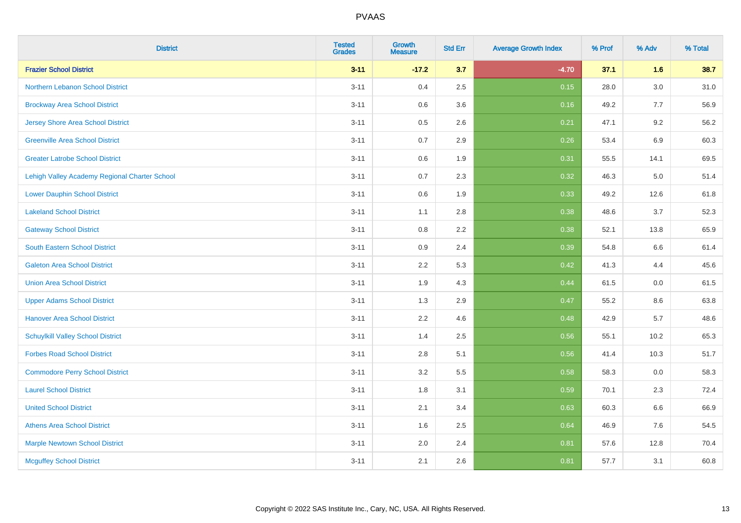| District | Tested Grades | Growth Measure | Std Err | Average Growth Index | % Prof | % Adv | % Total |
|---|---|---|---|---|---|---|---|
| **Frazier School District** | **3-11** | **-17.2** | **3.7** | **-4.70** | **37.1** | **1.6** | **38.7** |
| Northern Lebanon School District | 3-11 | 0.4 | 2.5 | 0.15 | 28.0 | 3.0 | 31.0 |
| Brockway Area School District | 3-11 | 0.6 | 3.6 | 0.16 | 49.2 | 7.7 | 56.9 |
| Jersey Shore Area School District | 3-11 | 0.5 | 2.6 | 0.21 | 47.1 | 9.2 | 56.2 |
| Greenville Area School District | 3-11 | 0.7 | 2.9 | 0.26 | 53.4 | 6.9 | 60.3 |
| Greater Latrobe School District | 3-11 | 0.6 | 1.9 | 0.31 | 55.5 | 14.1 | 69.5 |
| Lehigh Valley Academy Regional Charter School | 3-11 | 0.7 | 2.3 | 0.32 | 46.3 | 5.0 | 51.4 |
| Lower Dauphin School District | 3-11 | 0.6 | 1.9 | 0.33 | 49.2 | 12.6 | 61.8 |
| Lakeland School District | 3-11 | 1.1 | 2.8 | 0.38 | 48.6 | 3.7 | 52.3 |
| Gateway School District | 3-11 | 0.8 | 2.2 | 0.38 | 52.1 | 13.8 | 65.9 |
| South Eastern School District | 3-11 | 0.9 | 2.4 | 0.39 | 54.8 | 6.6 | 61.4 |
| Galeton Area School District | 3-11 | 2.2 | 5.3 | 0.42 | 41.3 | 4.4 | 45.6 |
| Union Area School District | 3-11 | 1.9 | 4.3 | 0.44 | 61.5 | 0.0 | 61.5 |
| Upper Adams School District | 3-11 | 1.3 | 2.9 | 0.47 | 55.2 | 8.6 | 63.8 |
| Hanover Area School District | 3-11 | 2.2 | 4.6 | 0.48 | 42.9 | 5.7 | 48.6 |
| Schuylkill Valley School District | 3-11 | 1.4 | 2.5 | 0.56 | 55.1 | 10.2 | 65.3 |
| Forbes Road School District | 3-11 | 2.8 | 5.1 | 0.56 | 41.4 | 10.3 | 51.7 |
| Commodore Perry School District | 3-11 | 3.2 | 5.5 | 0.58 | 58.3 | 0.0 | 58.3 |
| Laurel School District | 3-11 | 1.8 | 3.1 | 0.59 | 70.1 | 2.3 | 72.4 |
| United School District | 3-11 | 2.1 | 3.4 | 0.63 | 60.3 | 6.6 | 66.9 |
| Athens Area School District | 3-11 | 1.6 | 2.5 | 0.64 | 46.9 | 7.6 | 54.5 |
| Marple Newtown School District | 3-11 | 2.0 | 2.4 | 0.81 | 57.6 | 12.8 | 70.4 |
| Mcguffey School District | 3-11 | 2.1 | 2.6 | 0.81 | 57.7 | 3.1 | 60.8 |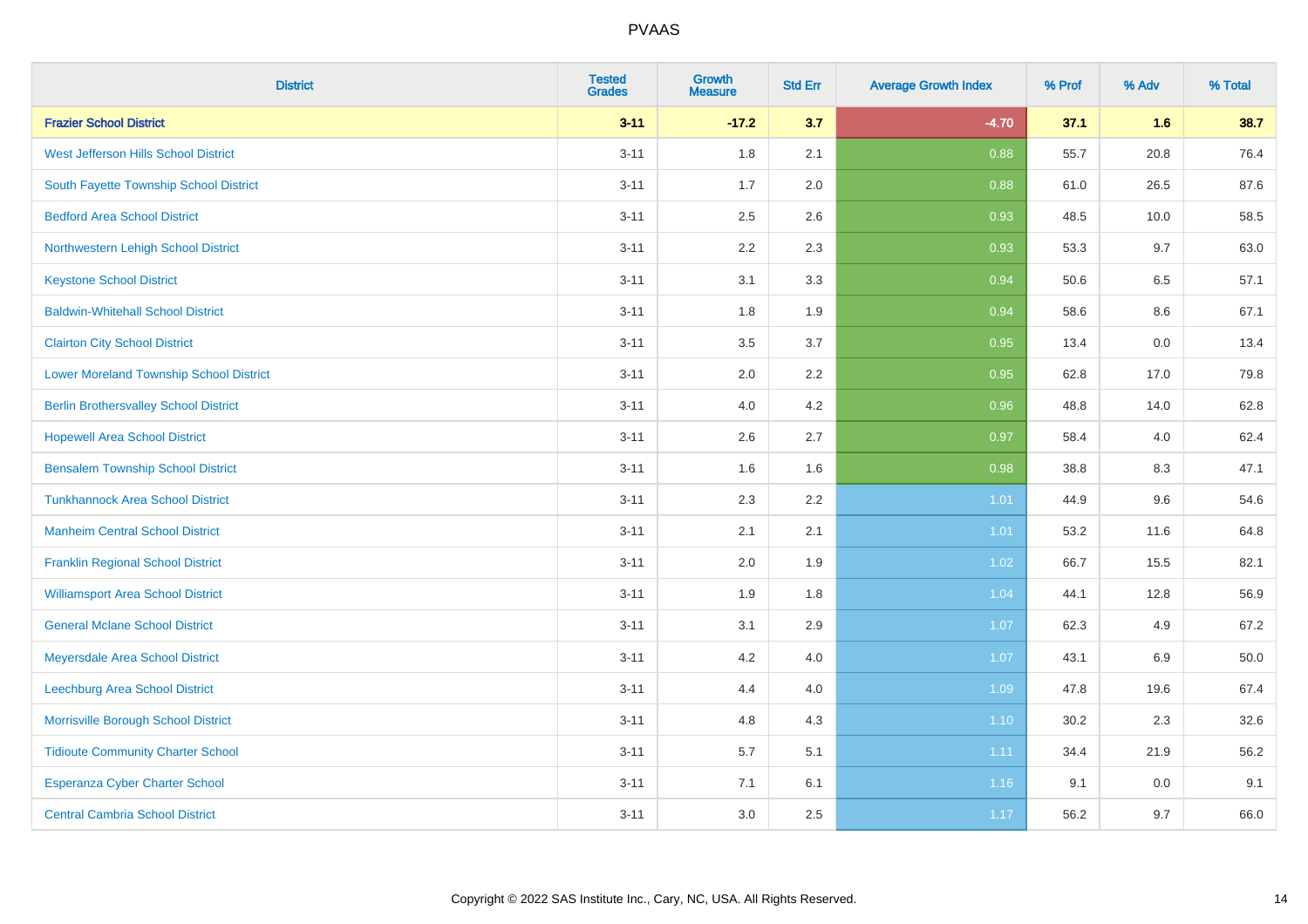| District | Tested Grades | Growth Measure | Std Err | Average Growth Index | % Prof | % Adv | % Total |
|---|---|---|---|---|---|---|---|
| **Frazier School District** | **3-11** | **-17.2** | **3.7** | **-4.70** | **37.1** | **1.6** | **38.7** |
| West Jefferson Hills School District | 3-11 | 1.8 | 2.1 | 0.88 | 55.7 | 20.8 | 76.4 |
| South Fayette Township School District | 3-11 | 1.7 | 2.0 | 0.88 | 61.0 | 26.5 | 87.6 |
| Bedford Area School District | 3-11 | 2.5 | 2.6 | 0.93 | 48.5 | 10.0 | 58.5 |
| Northwestern Lehigh School District | 3-11 | 2.2 | 2.3 | 0.93 | 53.3 | 9.7 | 63.0 |
| Keystone School District | 3-11 | 3.1 | 3.3 | 0.94 | 50.6 | 6.5 | 57.1 |
| Baldwin-Whitehall School District | 3-11 | 1.8 | 1.9 | 0.94 | 58.6 | 8.6 | 67.1 |
| Clairton City School District | 3-11 | 3.5 | 3.7 | 0.95 | 13.4 | 0.0 | 13.4 |
| Lower Moreland Township School District | 3-11 | 2.0 | 2.2 | 0.95 | 62.8 | 17.0 | 79.8 |
| Berlin Brothersvalley School District | 3-11 | 4.0 | 4.2 | 0.96 | 48.8 | 14.0 | 62.8 |
| Hopewell Area School District | 3-11 | 2.6 | 2.7 | 0.97 | 58.4 | 4.0 | 62.4 |
| Bensalem Township School District | 3-11 | 1.6 | 1.6 | 0.98 | 38.8 | 8.3 | 47.1 |
| Tunkhannock Area School District | 3-11 | 2.3 | 2.2 | 1.01 | 44.9 | 9.6 | 54.6 |
| Manheim Central School District | 3-11 | 2.1 | 2.1 | 1.01 | 53.2 | 11.6 | 64.8 |
| Franklin Regional School District | 3-11 | 2.0 | 1.9 | 1.02 | 66.7 | 15.5 | 82.1 |
| Williamsport Area School District | 3-11 | 1.9 | 1.8 | 1.04 | 44.1 | 12.8 | 56.9 |
| General Mclane School District | 3-11 | 3.1 | 2.9 | 1.07 | 62.3 | 4.9 | 67.2 |
| Meyersdale Area School District | 3-11 | 4.2 | 4.0 | 1.07 | 43.1 | 6.9 | 50.0 |
| Leechburg Area School District | 3-11 | 4.4 | 4.0 | 1.09 | 47.8 | 19.6 | 67.4 |
| Morrisville Borough School District | 3-11 | 4.8 | 4.3 | 1.10 | 30.2 | 2.3 | 32.6 |
| Tidioute Community Charter School | 3-11 | 5.7 | 5.1 | 1.11 | 34.4 | 21.9 | 56.2 |
| Esperanza Cyber Charter School | 3-11 | 7.1 | 6.1 | 1.16 | 9.1 | 0.0 | 9.1 |
| Central Cambria School District | 3-11 | 3.0 | 2.5 | 1.17 | 56.2 | 9.7 | 66.0 |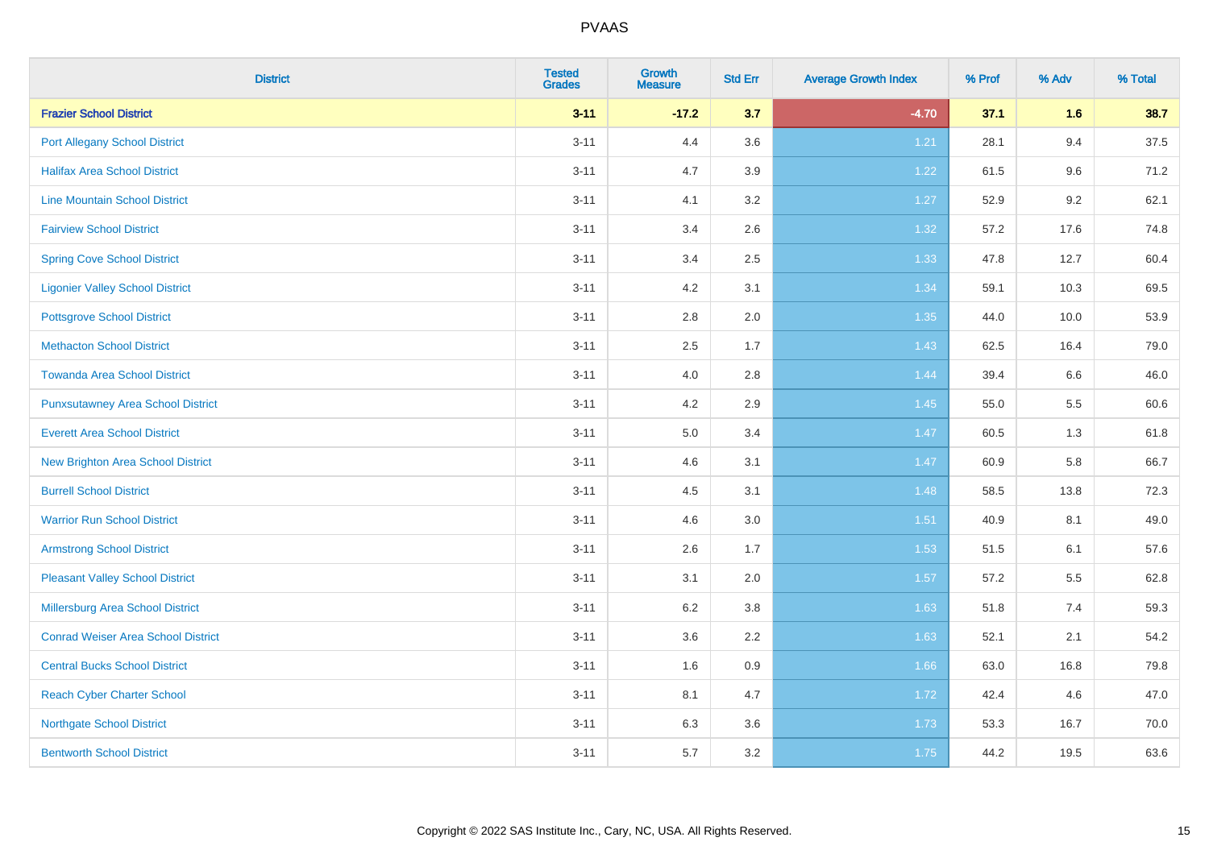| District | Tested Grades | Growth Measure | Std Err | Average Growth Index | % Prof | % Adv | % Total |
|---|---|---|---|---|---|---|---|
| **Frazier School District** | **3-11** | **-17.2** | **3.7** | **-4.70** | **37.1** | **1.6** | **38.7** |
| Port Allegany School District | 3-11 | 4.4 | 3.6 | 1.21 | 28.1 | 9.4 | 37.5 |
| Halifax Area School District | 3-11 | 4.7 | 3.9 | 1.22 | 61.5 | 9.6 | 71.2 |
| Line Mountain School District | 3-11 | 4.1 | 3.2 | 1.27 | 52.9 | 9.2 | 62.1 |
| Fairview School District | 3-11 | 3.4 | 2.6 | 1.32 | 57.2 | 17.6 | 74.8 |
| Spring Cove School District | 3-11 | 3.4 | 2.5 | 1.33 | 47.8 | 12.7 | 60.4 |
| Ligonier Valley School District | 3-11 | 4.2 | 3.1 | 1.34 | 59.1 | 10.3 | 69.5 |
| Pottsgrove School District | 3-11 | 2.8 | 2.0 | 1.35 | 44.0 | 10.0 | 53.9 |
| Methacton School District | 3-11 | 2.5 | 1.7 | 1.43 | 62.5 | 16.4 | 79.0 |
| Towanda Area School District | 3-11 | 4.0 | 2.8 | 1.44 | 39.4 | 6.6 | 46.0 |
| Punxsutawney Area School District | 3-11 | 4.2 | 2.9 | 1.45 | 55.0 | 5.5 | 60.6 |
| Everett Area School District | 3-11 | 5.0 | 3.4 | 1.47 | 60.5 | 1.3 | 61.8 |
| New Brighton Area School District | 3-11 | 4.6 | 3.1 | 1.47 | 60.9 | 5.8 | 66.7 |
| Burrell School District | 3-11 | 4.5 | 3.1 | 1.48 | 58.5 | 13.8 | 72.3 |
| Warrior Run School District | 3-11 | 4.6 | 3.0 | 1.51 | 40.9 | 8.1 | 49.0 |
| Armstrong School District | 3-11 | 2.6 | 1.7 | 1.53 | 51.5 | 6.1 | 57.6 |
| Pleasant Valley School District | 3-11 | 3.1 | 2.0 | 1.57 | 57.2 | 5.5 | 62.8 |
| Millersburg Area School District | 3-11 | 6.2 | 3.8 | 1.63 | 51.8 | 7.4 | 59.3 |
| Conrad Weiser Area School District | 3-11 | 3.6 | 2.2 | 1.63 | 52.1 | 2.1 | 54.2 |
| Central Bucks School District | 3-11 | 1.6 | 0.9 | 1.66 | 63.0 | 16.8 | 79.8 |
| Reach Cyber Charter School | 3-11 | 8.1 | 4.7 | 1.72 | 42.4 | 4.6 | 47.0 |
| Northgate School District | 3-11 | 6.3 | 3.6 | 1.73 | 53.3 | 16.7 | 70.0 |
| Bentworth School District | 3-11 | 5.7 | 3.2 | 1.75 | 44.2 | 19.5 | 63.6 |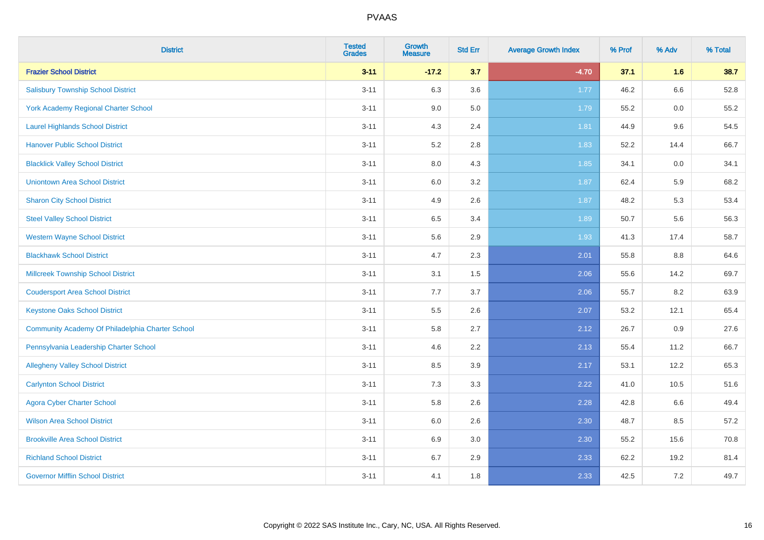| District | Tested Grades | Growth Measure | Std Err | Average Growth Index | % Prof | % Adv | % Total |
|---|---|---|---|---|---|---|---|
| **Frazier School District** | **3-11** | **-17.2** | **3.7** | **-4.70** | **37.1** | **1.6** | **38.7** |
| Salisbury Township School District | 3-11 | 6.3 | 3.6 | 1.77 | 46.2 | 6.6 | 52.8 |
| York Academy Regional Charter School | 3-11 | 9.0 | 5.0 | 1.79 | 55.2 | 0.0 | 55.2 |
| Laurel Highlands School District | 3-11 | 4.3 | 2.4 | 1.81 | 44.9 | 9.6 | 54.5 |
| Hanover Public School District | 3-11 | 5.2 | 2.8 | 1.83 | 52.2 | 14.4 | 66.7 |
| Blacklick Valley School District | 3-11 | 8.0 | 4.3 | 1.85 | 34.1 | 0.0 | 34.1 |
| Uniontown Area School District | 3-11 | 6.0 | 3.2 | 1.87 | 62.4 | 5.9 | 68.2 |
| Sharon City School District | 3-11 | 4.9 | 2.6 | 1.87 | 48.2 | 5.3 | 53.4 |
| Steel Valley School District | 3-11 | 6.5 | 3.4 | 1.89 | 50.7 | 5.6 | 56.3 |
| Western Wayne School District | 3-11 | 5.6 | 2.9 | 1.93 | 41.3 | 17.4 | 58.7 |
| Blackhawk School District | 3-11 | 4.7 | 2.3 | 2.01 | 55.8 | 8.8 | 64.6 |
| Millcreek Township School District | 3-11 | 3.1 | 1.5 | 2.06 | 55.6 | 14.2 | 69.7 |
| Coudersport Area School District | 3-11 | 7.7 | 3.7 | 2.06 | 55.7 | 8.2 | 63.9 |
| Keystone Oaks School District | 3-11 | 5.5 | 2.6 | 2.07 | 53.2 | 12.1 | 65.4 |
| Community Academy Of Philadelphia Charter School | 3-11 | 5.8 | 2.7 | 2.12 | 26.7 | 0.9 | 27.6 |
| Pennsylvania Leadership Charter School | 3-11 | 4.6 | 2.2 | 2.13 | 55.4 | 11.2 | 66.7 |
| Allegheny Valley School District | 3-11 | 8.5 | 3.9 | 2.17 | 53.1 | 12.2 | 65.3 |
| Carlynton School District | 3-11 | 7.3 | 3.3 | 2.22 | 41.0 | 10.5 | 51.6 |
| Agora Cyber Charter School | 3-11 | 5.8 | 2.6 | 2.28 | 42.8 | 6.6 | 49.4 |
| Wilson Area School District | 3-11 | 6.0 | 2.6 | 2.30 | 48.7 | 8.5 | 57.2 |
| Brookville Area School District | 3-11 | 6.9 | 3.0 | 2.30 | 55.2 | 15.6 | 70.8 |
| Richland School District | 3-11 | 6.7 | 2.9 | 2.33 | 62.2 | 19.2 | 81.4 |
| Governor Mifflin School District | 3-11 | 4.1 | 1.8 | 2.33 | 42.5 | 7.2 | 49.7 |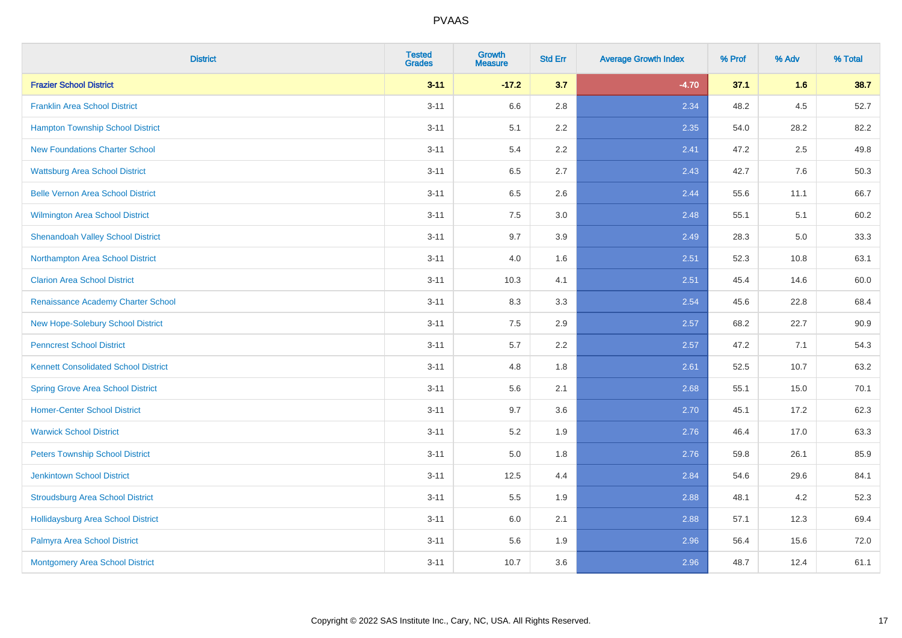# PVAAS

| District | Tested Grades | Growth Measure | Std Err | Average Growth Index | % Prof | % Adv | % Total |
|---|---|---|---|---|---|---|---|
| **Frazier School District** | **3-11** | **-17.2** | **3.7** | **-4.70** | **37.1** | **1.6** | **38.7** |
| Franklin Area School District | 3-11 | 6.6 | 2.8 | 2.34 | 48.2 | 4.5 | 52.7 |
| Hampton Township School District | 3-11 | 5.1 | 2.2 | 2.35 | 54.0 | 28.2 | 82.2 |
| New Foundations Charter School | 3-11 | 5.4 | 2.2 | 2.41 | 47.2 | 2.5 | 49.8 |
| Wattsburg Area School District | 3-11 | 6.5 | 2.7 | 2.43 | 42.7 | 7.6 | 50.3 |
| Belle Vernon Area School District | 3-11 | 6.5 | 2.6 | 2.44 | 55.6 | 11.1 | 66.7 |
| Wilmington Area School District | 3-11 | 7.5 | 3.0 | 2.48 | 55.1 | 5.1 | 60.2 |
| Shenandoah Valley School District | 3-11 | 9.7 | 3.9 | 2.49 | 28.3 | 5.0 | 33.3 |
| Northampton Area School District | 3-11 | 4.0 | 1.6 | 2.51 | 52.3 | 10.8 | 63.1 |
| Clarion Area School District | 3-11 | 10.3 | 4.1 | 2.51 | 45.4 | 14.6 | 60.0 |
| Renaissance Academy Charter School | 3-11 | 8.3 | 3.3 | 2.54 | 45.6 | 22.8 | 68.4 |
| New Hope-Solebury School District | 3-11 | 7.5 | 2.9 | 2.57 | 68.2 | 22.7 | 90.9 |
| Penncrest School District | 3-11 | 5.7 | 2.2 | 2.57 | 47.2 | 7.1 | 54.3 |
| Kennett Consolidated School District | 3-11 | 4.8 | 1.8 | 2.61 | 52.5 | 10.7 | 63.2 |
| Spring Grove Area School District | 3-11 | 5.6 | 2.1 | 2.68 | 55.1 | 15.0 | 70.1 |
| Homer-Center School District | 3-11 | 9.7 | 3.6 | 2.70 | 45.1 | 17.2 | 62.3 |
| Warwick School District | 3-11 | 5.2 | 1.9 | 2.76 | 46.4 | 17.0 | 63.3 |
| Peters Township School District | 3-11 | 5.0 | 1.8 | 2.76 | 59.8 | 26.1 | 85.9 |
| Jenkintown School District | 3-11 | 12.5 | 4.4 | 2.84 | 54.6 | 29.6 | 84.1 |
| Stroudsburg Area School District | 3-11 | 5.5 | 1.9 | 2.88 | 48.1 | 4.2 | 52.3 |
| Hollidaysburg Area School District | 3-11 | 6.0 | 2.1 | 2.88 | 57.1 | 12.3 | 69.4 |
| Palmyra Area School District | 3-11 | 5.6 | 1.9 | 2.96 | 56.4 | 15.6 | 72.0 |
| Montgomery Area School District | 3-11 | 10.7 | 3.6 | 2.96 | 48.7 | 12.4 | 61.1 |

Copyright © 2022 SAS Institute Inc., Cary, NC, USA. All Rights Reserved.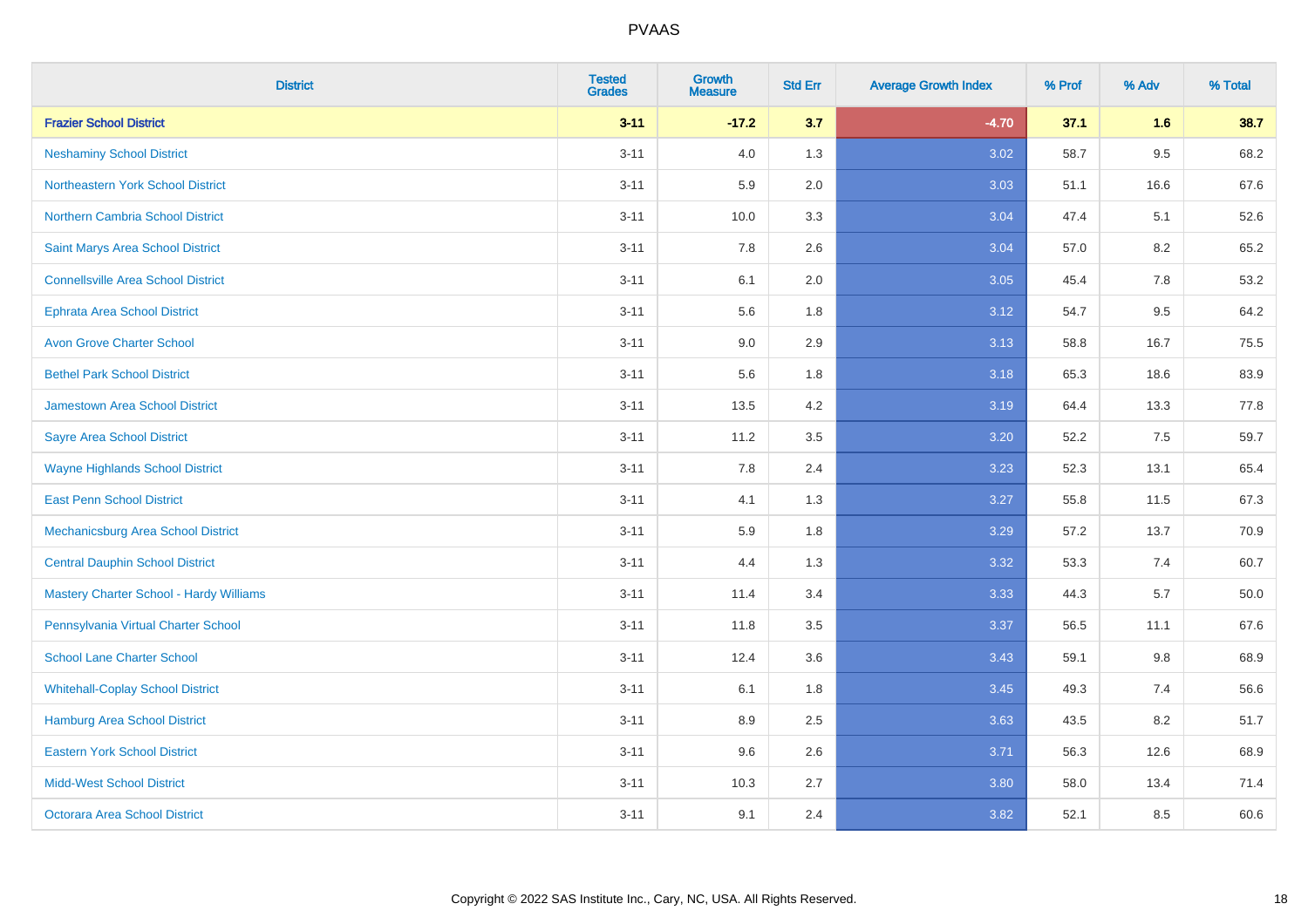| District | Tested Grades | Growth Measure | Std Err | Average Growth Index | % Prof | % Adv | % Total |
|---|---|---|---|---|---|---|---|
| **Frazier School District** | **3-11** | **-17.2** | **3.7** | **-4.70** | **37.1** | **1.6** | **38.7** |
| Neshaminy School District | 3-11 | 4.0 | 1.3 | 3.02 | 58.7 | 9.5 | 68.2 |
| Northeastern York School District | 3-11 | 5.9 | 2.0 | 3.03 | 51.1 | 16.6 | 67.6 |
| Northern Cambria School District | 3-11 | 10.0 | 3.3 | 3.04 | 47.4 | 5.1 | 52.6 |
| Saint Marys Area School District | 3-11 | 7.8 | 2.6 | 3.04 | 57.0 | 8.2 | 65.2 |
| Connellsville Area School District | 3-11 | 6.1 | 2.0 | 3.05 | 45.4 | 7.8 | 53.2 |
| Ephrata Area School District | 3-11 | 5.6 | 1.8 | 3.12 | 54.7 | 9.5 | 64.2 |
| Avon Grove Charter School | 3-11 | 9.0 | 2.9 | 3.13 | 58.8 | 16.7 | 75.5 |
| Bethel Park School District | 3-11 | 5.6 | 1.8 | 3.18 | 65.3 | 18.6 | 83.9 |
| Jamestown Area School District | 3-11 | 13.5 | 4.2 | 3.19 | 64.4 | 13.3 | 77.8 |
| Sayre Area School District | 3-11 | 11.2 | 3.5 | 3.20 | 52.2 | 7.5 | 59.7 |
| Wayne Highlands School District | 3-11 | 7.8 | 2.4 | 3.23 | 52.3 | 13.1 | 65.4 |
| East Penn School District | 3-11 | 4.1 | 1.3 | 3.27 | 55.8 | 11.5 | 67.3 |
| Mechanicsburg Area School District | 3-11 | 5.9 | 1.8 | 3.29 | 57.2 | 13.7 | 70.9 |
| Central Dauphin School District | 3-11 | 4.4 | 1.3 | 3.32 | 53.3 | 7.4 | 60.7 |
| Mastery Charter School - Hardy Williams | 3-11 | 11.4 | 3.4 | 3.33 | 44.3 | 5.7 | 50.0 |
| Pennsylvania Virtual Charter School | 3-11 | 11.8 | 3.5 | 3.37 | 56.5 | 11.1 | 67.6 |
| School Lane Charter School | 3-11 | 12.4 | 3.6 | 3.43 | 59.1 | 9.8 | 68.9 |
| Whitehall-Coplay School District | 3-11 | 6.1 | 1.8 | 3.45 | 49.3 | 7.4 | 56.6 |
| Hamburg Area School District | 3-11 | 8.9 | 2.5 | 3.63 | 43.5 | 8.2 | 51.7 |
| Eastern York School District | 3-11 | 9.6 | 2.6 | 3.71 | 56.3 | 12.6 | 68.9 |
| Midd-West School District | 3-11 | 10.3 | 2.7 | 3.80 | 58.0 | 13.4 | 71.4 |
| Octorara Area School District | 3-11 | 9.1 | 2.4 | 3.82 | 52.1 | 8.5 | 60.6 |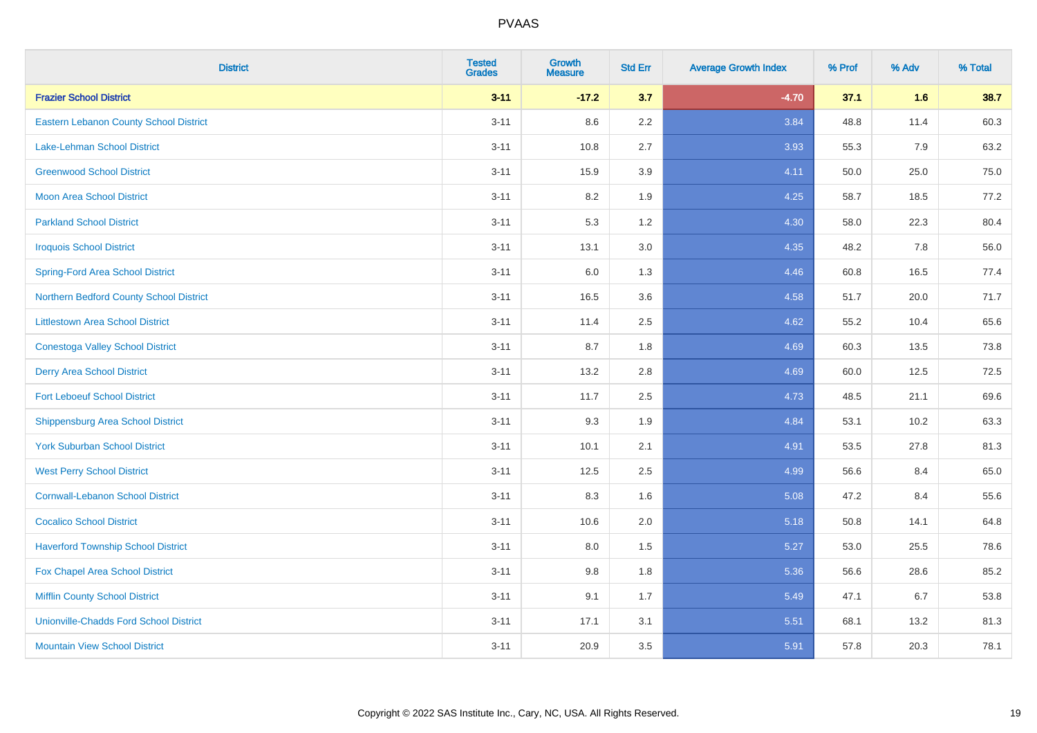# PVAAS

| District | Tested Grades | Growth Measure | Std Err | Average Growth Index | % Prof | % Adv | % Total |
|---|---|---|---|---|---|---|---|
| **Frazier School District** | **3-11** | **-17.2** | **3.7** | **-4.70** | **37.1** | **1.6** | **38.7** |
| Eastern Lebanon County School District | 3-11 | 8.6 | 2.2 | 3.84 | 48.8 | 11.4 | 60.3 |
| Lake-Lehman School District | 3-11 | 10.8 | 2.7 | 3.93 | 55.3 | 7.9 | 63.2 |
| Greenwood School District | 3-11 | 15.9 | 3.9 | 4.11 | 50.0 | 25.0 | 75.0 |
| Moon Area School District | 3-11 | 8.2 | 1.9 | 4.25 | 58.7 | 18.5 | 77.2 |
| Parkland School District | 3-11 | 5.3 | 1.2 | 4.30 | 58.0 | 22.3 | 80.4 |
| Iroquois School District | 3-11 | 13.1 | 3.0 | 4.35 | 48.2 | 7.8 | 56.0 |
| Spring-Ford Area School District | 3-11 | 6.0 | 1.3 | 4.46 | 60.8 | 16.5 | 77.4 |
| Northern Bedford County School District | 3-11 | 16.5 | 3.6 | 4.58 | 51.7 | 20.0 | 71.7 |
| Littlestown Area School District | 3-11 | 11.4 | 2.5 | 4.62 | 55.2 | 10.4 | 65.6 |
| Conestoga Valley School District | 3-11 | 8.7 | 1.8 | 4.69 | 60.3 | 13.5 | 73.8 |
| Derry Area School District | 3-11 | 13.2 | 2.8 | 4.69 | 60.0 | 12.5 | 72.5 |
| Fort Leboeuf School District | 3-11 | 11.7 | 2.5 | 4.73 | 48.5 | 21.1 | 69.6 |
| Shippensburg Area School District | 3-11 | 9.3 | 1.9 | 4.84 | 53.1 | 10.2 | 63.3 |
| York Suburban School District | 3-11 | 10.1 | 2.1 | 4.91 | 53.5 | 27.8 | 81.3 |
| West Perry School District | 3-11 | 12.5 | 2.5 | 4.99 | 56.6 | 8.4 | 65.0 |
| Cornwall-Lebanon School District | 3-11 | 8.3 | 1.6 | 5.08 | 47.2 | 8.4 | 55.6 |
| Cocalico School District | 3-11 | 10.6 | 2.0 | 5.18 | 50.8 | 14.1 | 64.8 |
| Haverford Township School District | 3-11 | 8.0 | 1.5 | 5.27 | 53.0 | 25.5 | 78.6 |
| Fox Chapel Area School District | 3-11 | 9.8 | 1.8 | 5.36 | 56.6 | 28.6 | 85.2 |
| Mifflin County School District | 3-11 | 9.1 | 1.7 | 5.49 | 47.1 | 6.7 | 53.8 |
| Unionville-Chadds Ford School District | 3-11 | 17.1 | 3.1 | 5.51 | 68.1 | 13.2 | 81.3 |
| Mountain View School District | 3-11 | 20.9 | 3.5 | 5.91 | 57.8 | 20.3 | 78.1 |

Copyright © 2022 SAS Institute Inc., Cary, NC, USA. All Rights Reserved.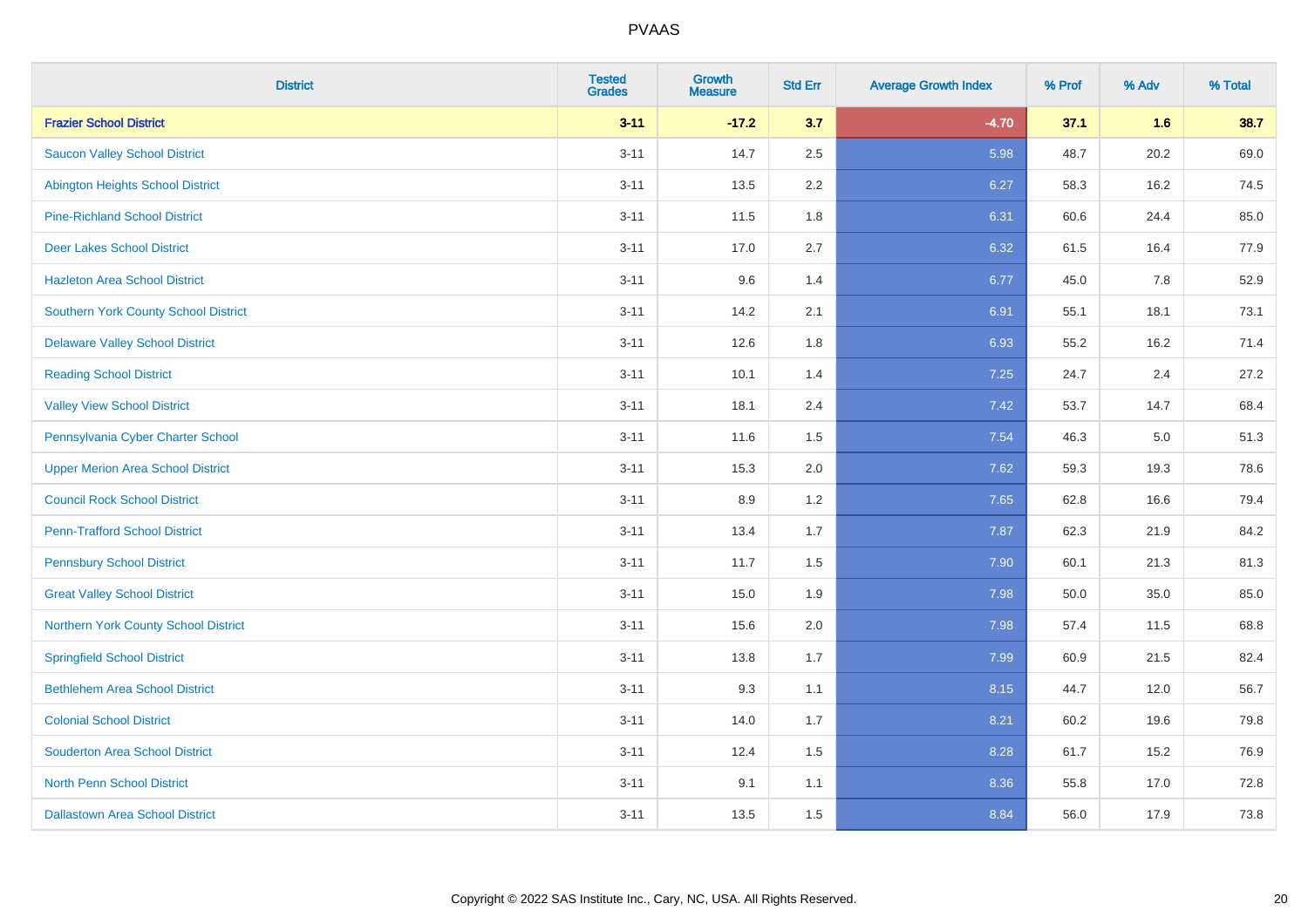| District | Tested Grades | Growth Measure | Std Err | Average Growth Index | % Prof | % Adv | % Total |
|---|---|---|---|---|---|---|---|
| **Frazier School District** | **3-11** | **-17.2** | **3.7** | **-4.70** | **37.1** | **1.6** | **38.7** |
| Saucon Valley School District | 3-11 | 14.7 | 2.5 | 5.98 | 48.7 | 20.2 | 69.0 |
| Abington Heights School District | 3-11 | 13.5 | 2.2 | 6.27 | 58.3 | 16.2 | 74.5 |
| Pine-Richland School District | 3-11 | 11.5 | 1.8 | 6.31 | 60.6 | 24.4 | 85.0 |
| Deer Lakes School District | 3-11 | 17.0 | 2.7 | 6.32 | 61.5 | 16.4 | 77.9 |
| Hazleton Area School District | 3-11 | 9.6 | 1.4 | 6.77 | 45.0 | 7.8 | 52.9 |
| Southern York County School District | 3-11 | 14.2 | 2.1 | 6.91 | 55.1 | 18.1 | 73.1 |
| Delaware Valley School District | 3-11 | 12.6 | 1.8 | 6.93 | 55.2 | 16.2 | 71.4 |
| Reading School District | 3-11 | 10.1 | 1.4 | 7.25 | 24.7 | 2.4 | 27.2 |
| Valley View School District | 3-11 | 18.1 | 2.4 | 7.42 | 53.7 | 14.7 | 68.4 |
| Pennsylvania Cyber Charter School | 3-11 | 11.6 | 1.5 | 7.54 | 46.3 | 5.0 | 51.3 |
| Upper Merion Area School District | 3-11 | 15.3 | 2.0 | 7.62 | 59.3 | 19.3 | 78.6 |
| Council Rock School District | 3-11 | 8.9 | 1.2 | 7.65 | 62.8 | 16.6 | 79.4 |
| Penn-Trafford School District | 3-11 | 13.4 | 1.7 | 7.87 | 62.3 | 21.9 | 84.2 |
| Pennsbury School District | 3-11 | 11.7 | 1.5 | 7.90 | 60.1 | 21.3 | 81.3 |
| Great Valley School District | 3-11 | 15.0 | 1.9 | 7.98 | 50.0 | 35.0 | 85.0 |
| Northern York County School District | 3-11 | 15.6 | 2.0 | 7.98 | 57.4 | 11.5 | 68.8 |
| Springfield School District | 3-11 | 13.8 | 1.7 | 7.99 | 60.9 | 21.5 | 82.4 |
| Bethlehem Area School District | 3-11 | 9.3 | 1.1 | 8.15 | 44.7 | 12.0 | 56.7 |
| Colonial School District | 3-11 | 14.0 | 1.7 | 8.21 | 60.2 | 19.6 | 79.8 |
| Souderton Area School District | 3-11 | 12.4 | 1.5 | 8.28 | 61.7 | 15.2 | 76.9 |
| North Penn School District | 3-11 | 9.1 | 1.1 | 8.36 | 55.8 | 17.0 | 72.8 |
| Dallastown Area School District | 3-11 | 13.5 | 1.5 | 8.84 | 56.0 | 17.9 | 73.8 |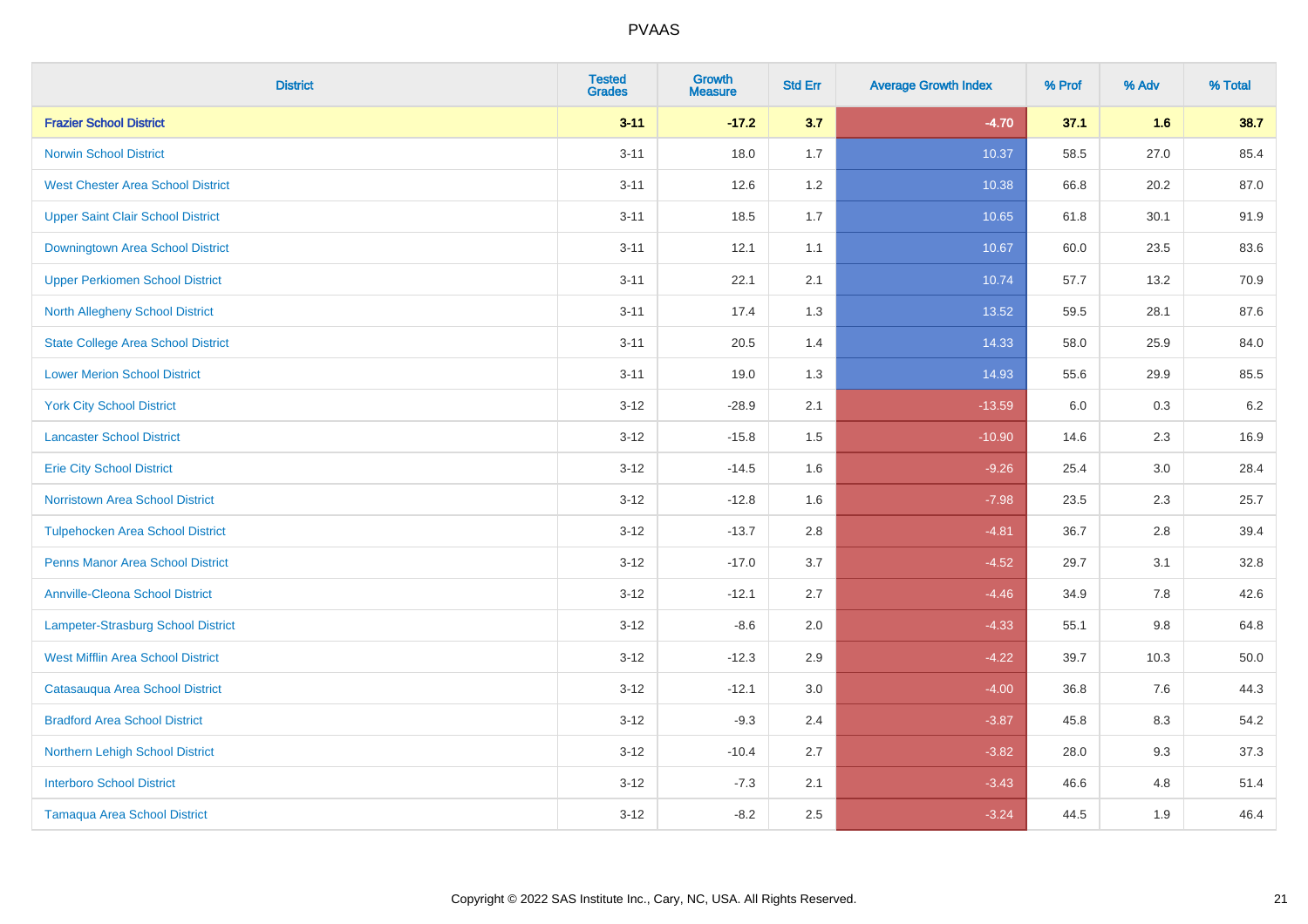| District | Tested Grades | Growth Measure | Std Err | Average Growth Index | % Prof | % Adv | % Total |
|---|---|---|---|---|---|---|---|
| **Frazier School District** | **3-11** | **-17.2** | **3.7** | **-4.70** | **37.1** | **1.6** | **38.7** |
| Norwin School District | 3-11 | 18.0 | 1.7 | 10.37 | 58.5 | 27.0 | 85.4 |
| West Chester Area School District | 3-11 | 12.6 | 1.2 | 10.38 | 66.8 | 20.2 | 87.0 |
| Upper Saint Clair School District | 3-11 | 18.5 | 1.7 | 10.65 | 61.8 | 30.1 | 91.9 |
| Downingtown Area School District | 3-11 | 12.1 | 1.1 | 10.67 | 60.0 | 23.5 | 83.6 |
| Upper Perkiomen School District | 3-11 | 22.1 | 2.1 | 10.74 | 57.7 | 13.2 | 70.9 |
| North Allegheny School District | 3-11 | 17.4 | 1.3 | 13.52 | 59.5 | 28.1 | 87.6 |
| State College Area School District | 3-11 | 20.5 | 1.4 | 14.33 | 58.0 | 25.9 | 84.0 |
| Lower Merion School District | 3-11 | 19.0 | 1.3 | 14.93 | 55.6 | 29.9 | 85.5 |
| York City School District | 3-12 | -28.9 | 2.1 | -13.59 | 6.0 | 0.3 | 6.2 |
| Lancaster School District | 3-12 | -15.8 | 1.5 | -10.90 | 14.6 | 2.3 | 16.9 |
| Erie City School District | 3-12 | -14.5 | 1.6 | -9.26 | 25.4 | 3.0 | 28.4 |
| Norristown Area School District | 3-12 | -12.8 | 1.6 | -7.98 | 23.5 | 2.3 | 25.7 |
| Tulpehocken Area School District | 3-12 | -13.7 | 2.8 | -4.81 | 36.7 | 2.8 | 39.4 |
| Penns Manor Area School District | 3-12 | -17.0 | 3.7 | -4.52 | 29.7 | 3.1 | 32.8 |
| Annville-Cleona School District | 3-12 | -12.1 | 2.7 | -4.46 | 34.9 | 7.8 | 42.6 |
| Lampeter-Strasburg School District | 3-12 | -8.6 | 2.0 | -4.33 | 55.1 | 9.8 | 64.8 |
| West Mifflin Area School District | 3-12 | -12.3 | 2.9 | -4.22 | 39.7 | 10.3 | 50.0 |
| Catasauqua Area School District | 3-12 | -12.1 | 3.0 | -4.00 | 36.8 | 7.6 | 44.3 |
| Bradford Area School District | 3-12 | -9.3 | 2.4 | -3.87 | 45.8 | 8.3 | 54.2 |
| Northern Lehigh School District | 3-12 | -10.4 | 2.7 | -3.82 | 28.0 | 9.3 | 37.3 |
| Interboro School District | 3-12 | -7.3 | 2.1 | -3.43 | 46.6 | 4.8 | 51.4 |
| Tamaqua Area School District | 3-12 | -8.2 | 2.5 | -3.24 | 44.5 | 1.9 | 46.4 |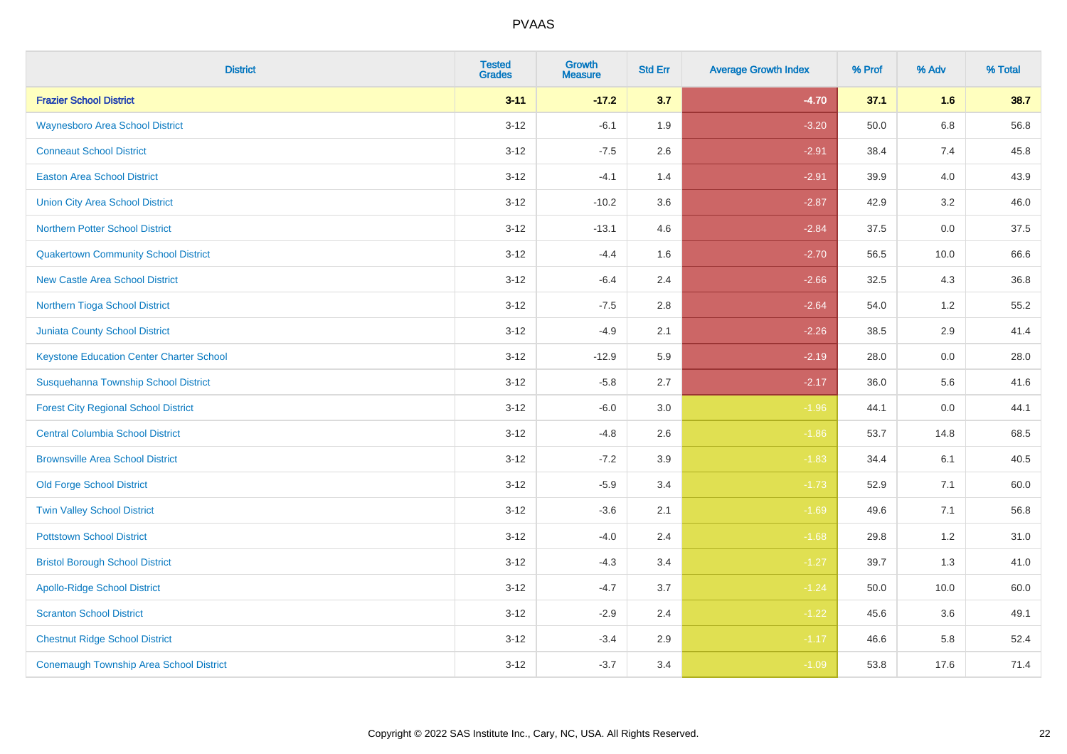PVAAS

| District | Tested Grades | Growth Measure | Std Err | Average Growth Index | % Prof | % Adv | % Total |
|---|---|---|---|---|---|---|---|
| **Frazier School District** | **3-11** | **-17.2** | **3.7** | **-4.70** | **37.1** | **1.6** | **38.7** |
| Waynesboro Area School District | 3-12 | -6.1 | 1.9 | -3.20 | 50.0 | 6.8 | 56.8 |
| Conneaut School District | 3-12 | -7.5 | 2.6 | -2.91 | 38.4 | 7.4 | 45.8 |
| Easton Area School District | 3-12 | -4.1 | 1.4 | -2.91 | 39.9 | 4.0 | 43.9 |
| Union City Area School District | 3-12 | -10.2 | 3.6 | -2.87 | 42.9 | 3.2 | 46.0 |
| Northern Potter School District | 3-12 | -13.1 | 4.6 | -2.84 | 37.5 | 0.0 | 37.5 |
| Quakertown Community School District | 3-12 | -4.4 | 1.6 | -2.70 | 56.5 | 10.0 | 66.6 |
| New Castle Area School District | 3-12 | -6.4 | 2.4 | -2.66 | 32.5 | 4.3 | 36.8 |
| Northern Tioga School District | 3-12 | -7.5 | 2.8 | -2.64 | 54.0 | 1.2 | 55.2 |
| Juniata County School District | 3-12 | -4.9 | 2.1 | -2.26 | 38.5 | 2.9 | 41.4 |
| Keystone Education Center Charter School | 3-12 | -12.9 | 5.9 | -2.19 | 28.0 | 0.0 | 28.0 |
| Susquehanna Township School District | 3-12 | -5.8 | 2.7 | -2.17 | 36.0 | 5.6 | 41.6 |
| Forest City Regional School District | 3-12 | -6.0 | 3.0 | -1.96 | 44.1 | 0.0 | 44.1 |
| Central Columbia School District | 3-12 | -4.8 | 2.6 | -1.86 | 53.7 | 14.8 | 68.5 |
| Brownsville Area School District | 3-12 | -7.2 | 3.9 | -1.83 | 34.4 | 6.1 | 40.5 |
| Old Forge School District | 3-12 | -5.9 | 3.4 | -1.73 | 52.9 | 7.1 | 60.0 |
| Twin Valley School District | 3-12 | -3.6 | 2.1 | -1.69 | 49.6 | 7.1 | 56.8 |
| Pottstown School District | 3-12 | -4.0 | 2.4 | -1.68 | 29.8 | 1.2 | 31.0 |
| Bristol Borough School District | 3-12 | -4.3 | 3.4 | -1.27 | 39.7 | 1.3 | 41.0 |
| Apollo-Ridge School District | 3-12 | -4.7 | 3.7 | -1.24 | 50.0 | 10.0 | 60.0 |
| Scranton School District | 3-12 | -2.9 | 2.4 | -1.22 | 45.6 | 3.6 | 49.1 |
| Chestnut Ridge School District | 3-12 | -3.4 | 2.9 | -1.17 | 46.6 | 5.8 | 52.4 |
| Conemaugh Township Area School District | 3-12 | -3.7 | 3.4 | -1.09 | 53.8 | 17.6 | 71.4 |

Copyright © 2022 SAS Institute Inc., Cary, NC, USA. All Rights Reserved.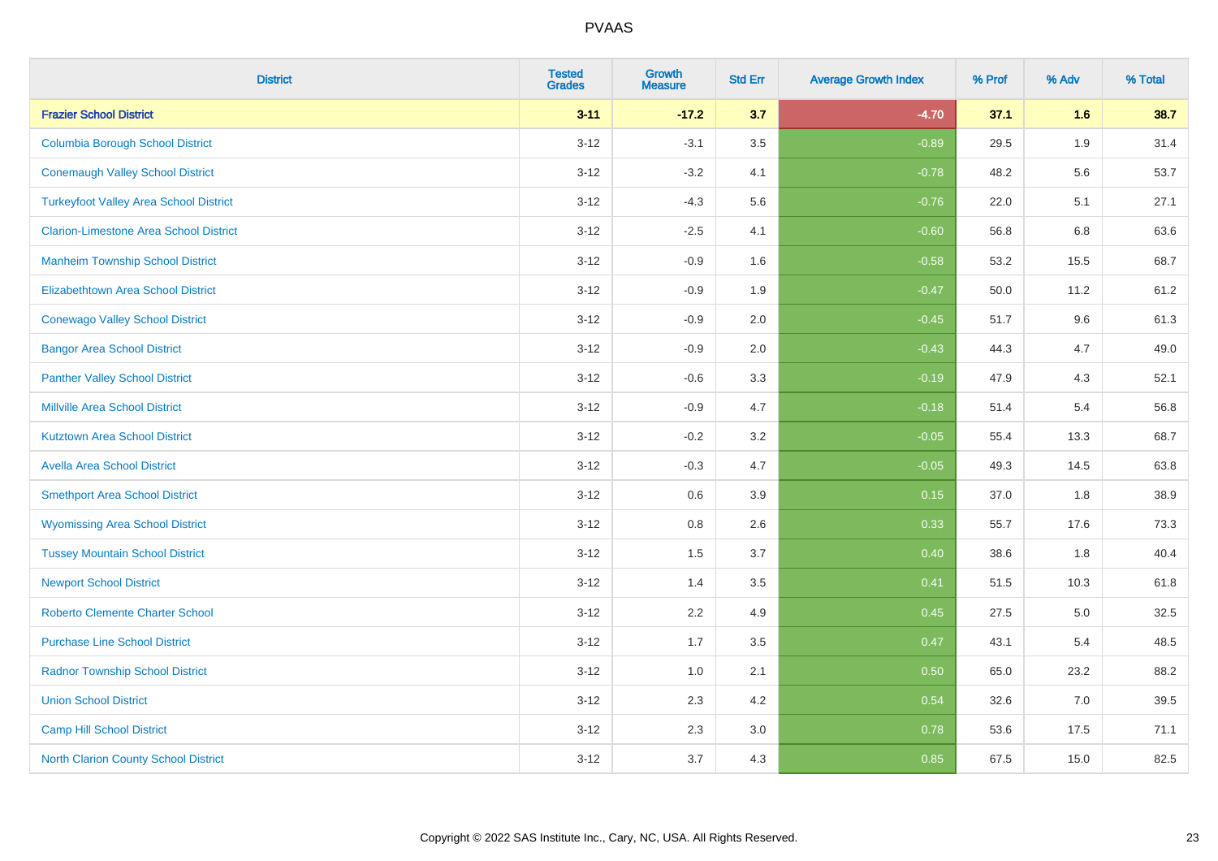| District | Tested Grades | Growth Measure | Std Err | Average Growth Index | % Prof | % Adv | % Total |
|---|---|---|---|---|---|---|---|
| **Frazier School District** | **3-11** | **-17.2** | **3.7** | **-4.70** | **37.1** | **1.6** | **38.7** |
| Columbia Borough School District | 3-12 | -3.1 | 3.5 | -0.89 | 29.5 | 1.9 | 31.4 |
| Conemaugh Valley School District | 3-12 | -3.2 | 4.1 | -0.78 | 48.2 | 5.6 | 53.7 |
| Turkeyfoot Valley Area School District | 3-12 | -4.3 | 5.6 | -0.76 | 22.0 | 5.1 | 27.1 |
| Clarion-Limestone Area School District | 3-12 | -2.5 | 4.1 | -0.60 | 56.8 | 6.8 | 63.6 |
| Manheim Township School District | 3-12 | -0.9 | 1.6 | -0.58 | 53.2 | 15.5 | 68.7 |
| Elizabethtown Area School District | 3-12 | -0.9 | 1.9 | -0.47 | 50.0 | 11.2 | 61.2 |
| Conewago Valley School District | 3-12 | -0.9 | 2.0 | -0.45 | 51.7 | 9.6 | 61.3 |
| Bangor Area School District | 3-12 | -0.9 | 2.0 | -0.43 | 44.3 | 4.7 | 49.0 |
| Panther Valley School District | 3-12 | -0.6 | 3.3 | -0.19 | 47.9 | 4.3 | 52.1 |
| Millville Area School District | 3-12 | -0.9 | 4.7 | -0.18 | 51.4 | 5.4 | 56.8 |
| Kutztown Area School District | 3-12 | -0.2 | 3.2 | -0.05 | 55.4 | 13.3 | 68.7 |
| Avella Area School District | 3-12 | -0.3 | 4.7 | -0.05 | 49.3 | 14.5 | 63.8 |
| Smethport Area School District | 3-12 | 0.6 | 3.9 | 0.15 | 37.0 | 1.8 | 38.9 |
| Wyomissing Area School District | 3-12 | 0.8 | 2.6 | 0.33 | 55.7 | 17.6 | 73.3 |
| Tussey Mountain School District | 3-12 | 1.5 | 3.7 | 0.40 | 38.6 | 1.8 | 40.4 |
| Newport School District | 3-12 | 1.4 | 3.5 | 0.41 | 51.5 | 10.3 | 61.8 |
| Roberto Clemente Charter School | 3-12 | 2.2 | 4.9 | 0.45 | 27.5 | 5.0 | 32.5 |
| Purchase Line School District | 3-12 | 1.7 | 3.5 | 0.47 | 43.1 | 5.4 | 48.5 |
| Radnor Township School District | 3-12 | 1.0 | 2.1 | 0.50 | 65.0 | 23.2 | 88.2 |
| Union School District | 3-12 | 2.3 | 4.2 | 0.54 | 32.6 | 7.0 | 39.5 |
| Camp Hill School District | 3-12 | 2.3 | 3.0 | 0.78 | 53.6 | 17.5 | 71.1 |
| North Clarion County School District | 3-12 | 3.7 | 4.3 | 0.85 | 67.5 | 15.0 | 82.5 |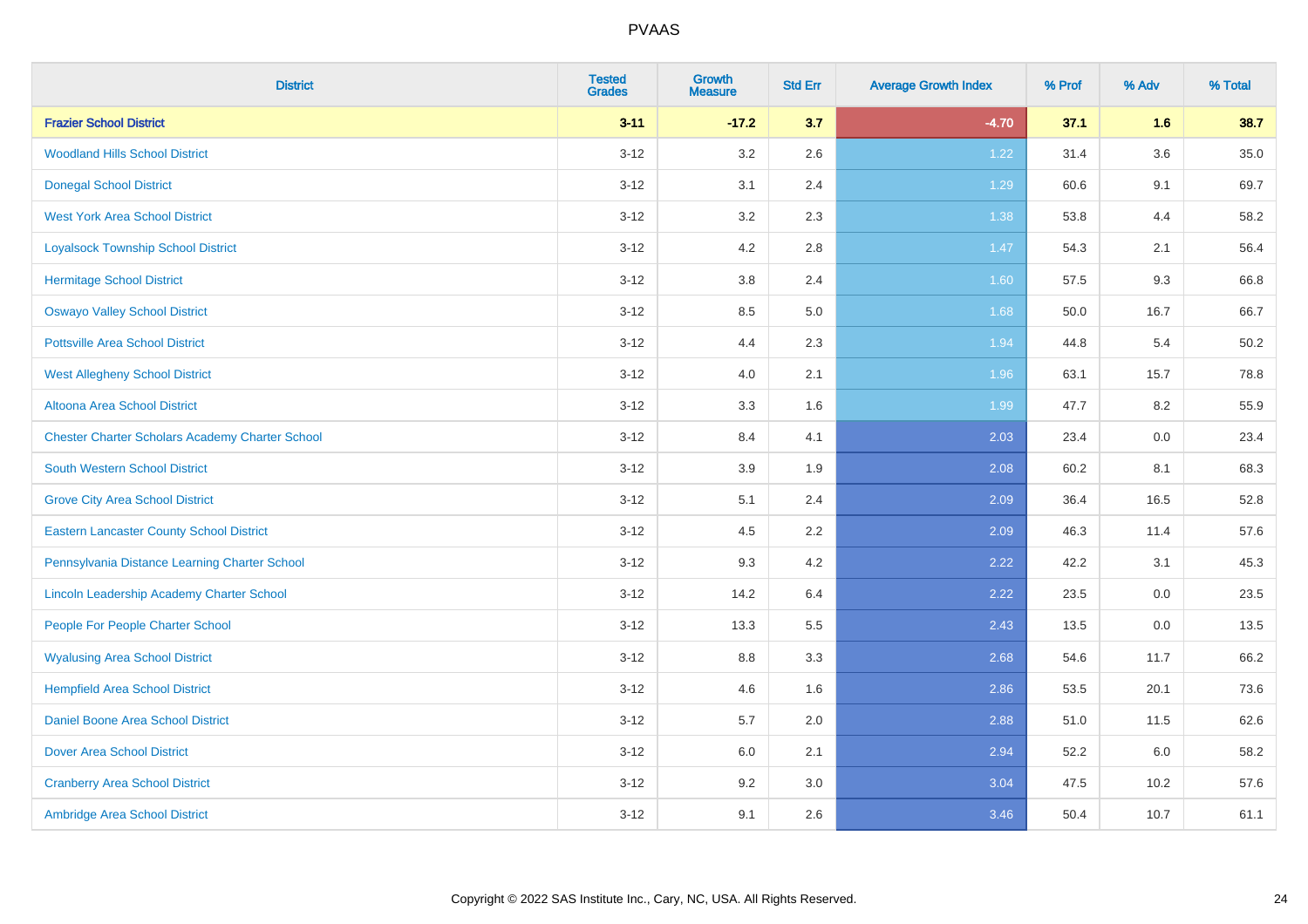| District | Tested Grades | Growth Measure | Std Err | Average Growth Index | % Prof | % Adv | % Total |
|---|---|---|---|---|---|---|---|
| **Frazier School District** | **3-11** | **-17.2** | **3.7** | **-4.70** | **37.1** | **1.6** | **38.7** |
| Woodland Hills School District | 3-12 | 3.2 | 2.6 | 1.22 | 31.4 | 3.6 | 35.0 |
| Donegal School District | 3-12 | 3.1 | 2.4 | 1.29 | 60.6 | 9.1 | 69.7 |
| West York Area School District | 3-12 | 3.2 | 2.3 | 1.38 | 53.8 | 4.4 | 58.2 |
| Loyalsock Township School District | 3-12 | 4.2 | 2.8 | 1.47 | 54.3 | 2.1 | 56.4 |
| Hermitage School District | 3-12 | 3.8 | 2.4 | 1.60 | 57.5 | 9.3 | 66.8 |
| Oswayo Valley School District | 3-12 | 8.5 | 5.0 | 1.68 | 50.0 | 16.7 | 66.7 |
| Pottsville Area School District | 3-12 | 4.4 | 2.3 | 1.94 | 44.8 | 5.4 | 50.2 |
| West Allegheny School District | 3-12 | 4.0 | 2.1 | 1.96 | 63.1 | 15.7 | 78.8 |
| Altoona Area School District | 3-12 | 3.3 | 1.6 | 1.99 | 47.7 | 8.2 | 55.9 |
| Chester Charter Scholars Academy Charter School | 3-12 | 8.4 | 4.1 | 2.03 | 23.4 | 0.0 | 23.4 |
| South Western School District | 3-12 | 3.9 | 1.9 | 2.08 | 60.2 | 8.1 | 68.3 |
| Grove City Area School District | 3-12 | 5.1 | 2.4 | 2.09 | 36.4 | 16.5 | 52.8 |
| Eastern Lancaster County School District | 3-12 | 4.5 | 2.2 | 2.09 | 46.3 | 11.4 | 57.6 |
| Pennsylvania Distance Learning Charter School | 3-12 | 9.3 | 4.2 | 2.22 | 42.2 | 3.1 | 45.3 |
| Lincoln Leadership Academy Charter School | 3-12 | 14.2 | 6.4 | 2.22 | 23.5 | 0.0 | 23.5 |
| People For People Charter School | 3-12 | 13.3 | 5.5 | 2.43 | 13.5 | 0.0 | 13.5 |
| Wyalusing Area School District | 3-12 | 8.8 | 3.3 | 2.68 | 54.6 | 11.7 | 66.2 |
| Hempfield Area School District | 3-12 | 4.6 | 1.6 | 2.86 | 53.5 | 20.1 | 73.6 |
| Daniel Boone Area School District | 3-12 | 5.7 | 2.0 | 2.88 | 51.0 | 11.5 | 62.6 |
| Dover Area School District | 3-12 | 6.0 | 2.1 | 2.94 | 52.2 | 6.0 | 58.2 |
| Cranberry Area School District | 3-12 | 9.2 | 3.0 | 3.04 | 47.5 | 10.2 | 57.6 |
| Ambridge Area School District | 3-12 | 9.1 | 2.6 | 3.46 | 50.4 | 10.7 | 61.1 |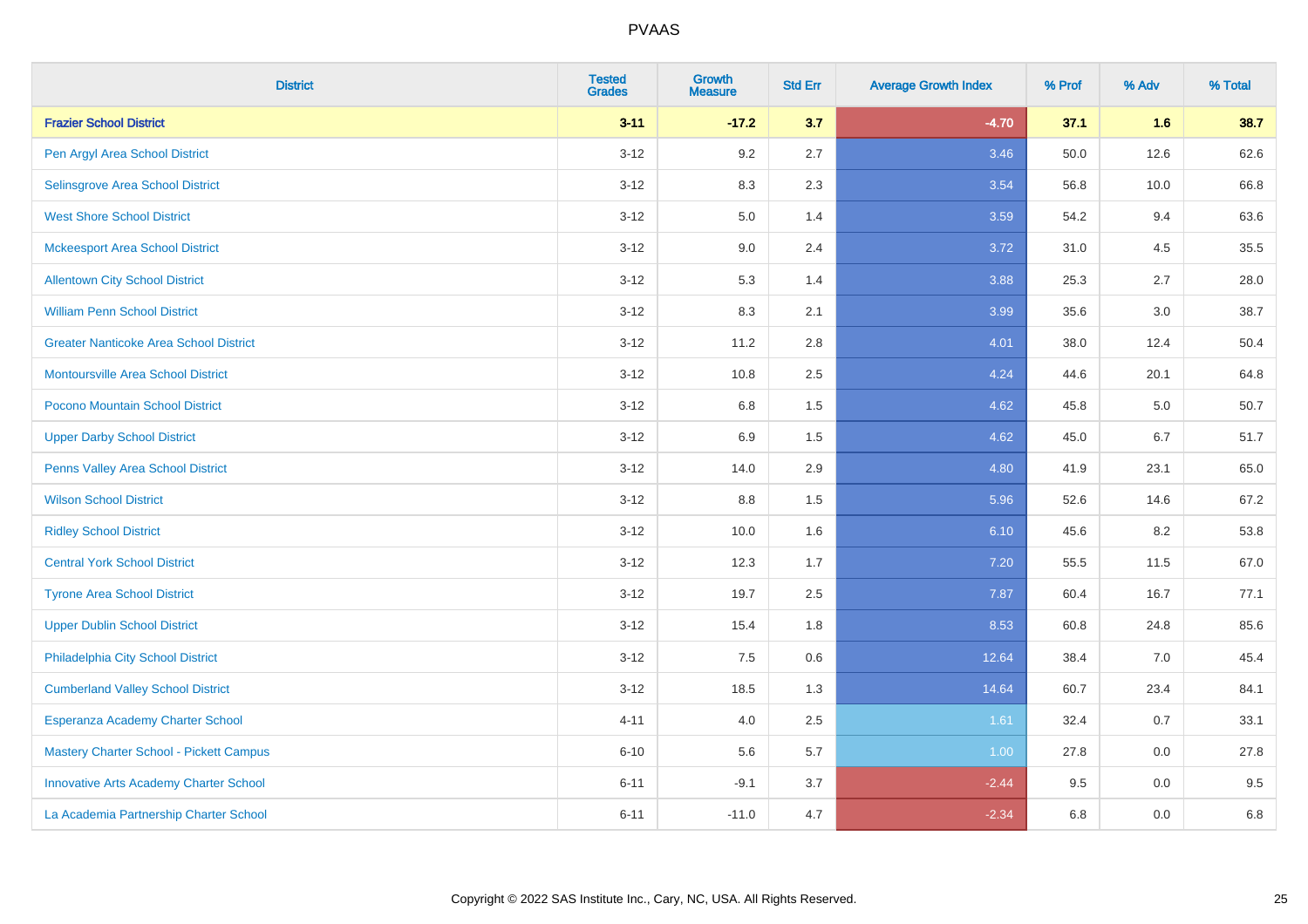| District | Tested Grades | Growth Measure | Std Err | Average Growth Index | % Prof | % Adv | % Total |
|---|---|---|---|---|---|---|---|
| **Frazier School District** | **3-11** | **-17.2** | **3.7** | **-4.70** | **37.1** | **1.6** | **38.7** |
| Pen Argyl Area School District | 3-12 | 9.2 | 2.7 | 3.46 | 50.0 | 12.6 | 62.6 |
| Selinsgrove Area School District | 3-12 | 8.3 | 2.3 | 3.54 | 56.8 | 10.0 | 66.8 |
| West Shore School District | 3-12 | 5.0 | 1.4 | 3.59 | 54.2 | 9.4 | 63.6 |
| Mckeesport Area School District | 3-12 | 9.0 | 2.4 | 3.72 | 31.0 | 4.5 | 35.5 |
| Allentown City School District | 3-12 | 5.3 | 1.4 | 3.88 | 25.3 | 2.7 | 28.0 |
| William Penn School District | 3-12 | 8.3 | 2.1 | 3.99 | 35.6 | 3.0 | 38.7 |
| Greater Nanticoke Area School District | 3-12 | 11.2 | 2.8 | 4.01 | 38.0 | 12.4 | 50.4 |
| Montoursville Area School District | 3-12 | 10.8 | 2.5 | 4.24 | 44.6 | 20.1 | 64.8 |
| Pocono Mountain School District | 3-12 | 6.8 | 1.5 | 4.62 | 45.8 | 5.0 | 50.7 |
| Upper Darby School District | 3-12 | 6.9 | 1.5 | 4.62 | 45.0 | 6.7 | 51.7 |
| Penns Valley Area School District | 3-12 | 14.0 | 2.9 | 4.80 | 41.9 | 23.1 | 65.0 |
| Wilson School District | 3-12 | 8.8 | 1.5 | 5.96 | 52.6 | 14.6 | 67.2 |
| Ridley School District | 3-12 | 10.0 | 1.6 | 6.10 | 45.6 | 8.2 | 53.8 |
| Central York School District | 3-12 | 12.3 | 1.7 | 7.20 | 55.5 | 11.5 | 67.0 |
| Tyrone Area School District | 3-12 | 19.7 | 2.5 | 7.87 | 60.4 | 16.7 | 77.1 |
| Upper Dublin School District | 3-12 | 15.4 | 1.8 | 8.53 | 60.8 | 24.8 | 85.6 |
| Philadelphia City School District | 3-12 | 7.5 | 0.6 | 12.64 | 38.4 | 7.0 | 45.4 |
| Cumberland Valley School District | 3-12 | 18.5 | 1.3 | 14.64 | 60.7 | 23.4 | 84.1 |
| Esperanza Academy Charter School | 4-11 | 4.0 | 2.5 | 1.61 | 32.4 | 0.7 | 33.1 |
| Mastery Charter School - Pickett Campus | 6-10 | 5.6 | 5.7 | 1.00 | 27.8 | 0.0 | 27.8 |
| Innovative Arts Academy Charter School | 6-11 | -9.1 | 3.7 | -2.44 | 9.5 | 0.0 | 9.5 |
| La Academia Partnership Charter School | 6-11 | -11.0 | 4.7 | -2.34 | 6.8 | 0.0 | 6.8 |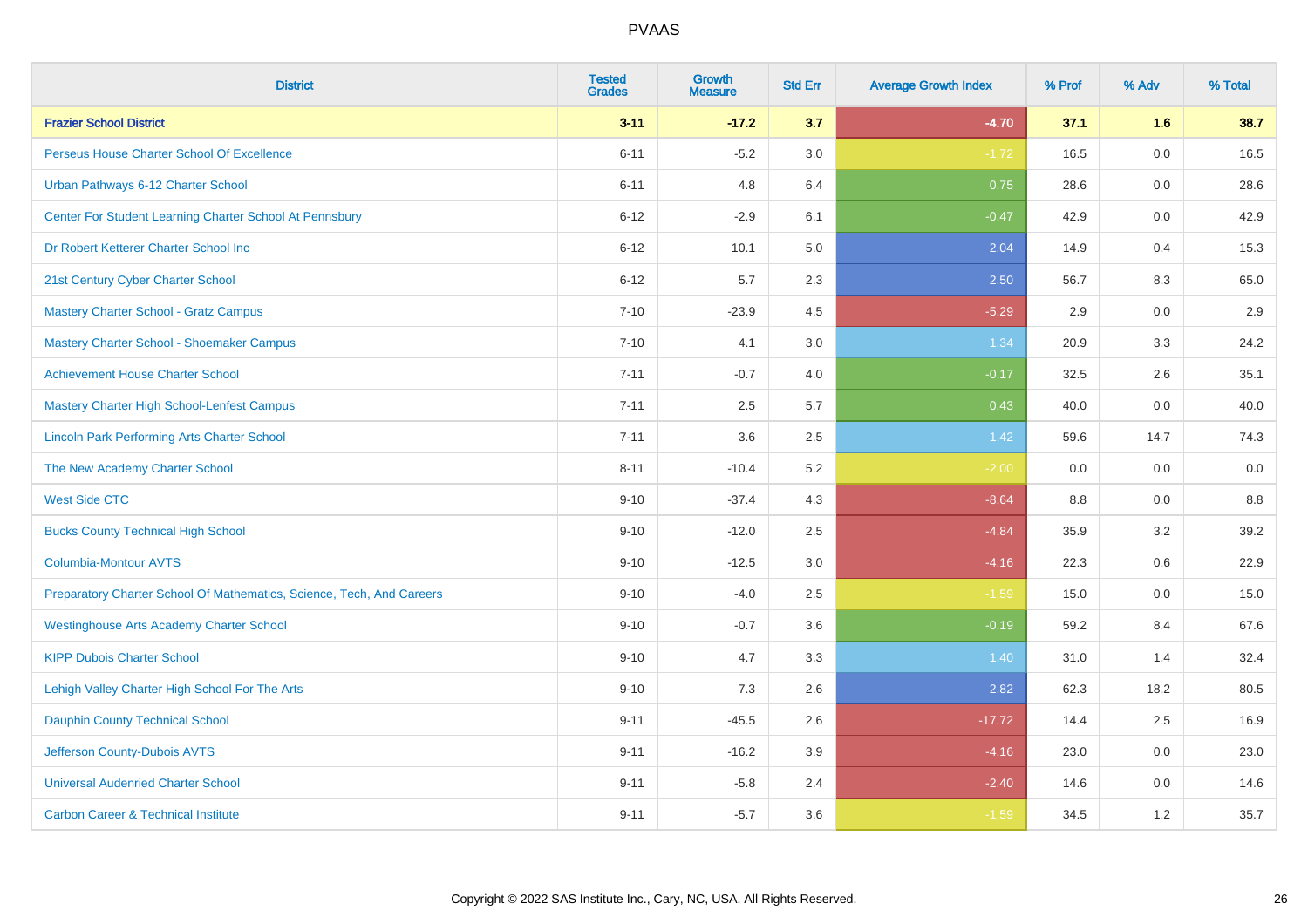| District | Tested Grades | Growth Measure | Std Err | Average Growth Index | % Prof | % Adv | % Total |
|---|---|---|---|---|---|---|---|
| **Frazier School District** | **3-11** | **-17.2** | **3.7** | **-4.70** | **37.1** | **1.6** | **38.7** |
| Perseus House Charter School Of Excellence | 6-11 | -5.2 | 3.0 | -1.72 | 16.5 | 0.0 | 16.5 |
| Urban Pathways 6-12 Charter School | 6-11 | 4.8 | 6.4 | 0.75 | 28.6 | 0.0 | 28.6 |
| Center For Student Learning Charter School At Pennsbury | 6-12 | -2.9 | 6.1 | -0.47 | 42.9 | 0.0 | 42.9 |
| Dr Robert Ketterer Charter School Inc | 6-12 | 10.1 | 5.0 | 2.04 | 14.9 | 0.4 | 15.3 |
| 21st Century Cyber Charter School | 6-12 | 5.7 | 2.3 | 2.50 | 56.7 | 8.3 | 65.0 |
| Mastery Charter School - Gratz Campus | 7-10 | -23.9 | 4.5 | -5.29 | 2.9 | 0.0 | 2.9 |
| Mastery Charter School - Shoemaker Campus | 7-10 | 4.1 | 3.0 | 1.34 | 20.9 | 3.3 | 24.2 |
| Achievement House Charter School | 7-11 | -0.7 | 4.0 | -0.17 | 32.5 | 2.6 | 35.1 |
| Mastery Charter High School-Lenfest Campus | 7-11 | 2.5 | 5.7 | 0.43 | 40.0 | 0.0 | 40.0 |
| Lincoln Park Performing Arts Charter School | 7-11 | 3.6 | 2.5 | 1.42 | 59.6 | 14.7 | 74.3 |
| The New Academy Charter School | 8-11 | -10.4 | 5.2 | -2.00 | 0.0 | 0.0 | 0.0 |
| West Side CTC | 9-10 | -37.4 | 4.3 | -8.64 | 8.8 | 0.0 | 8.8 |
| Bucks County Technical High School | 9-10 | -12.0 | 2.5 | -4.84 | 35.9 | 3.2 | 39.2 |
| Columbia-Montour AVTS | 9-10 | -12.5 | 3.0 | -4.16 | 22.3 | 0.6 | 22.9 |
| Preparatory Charter School Of Mathematics, Science, Tech, And Careers | 9-10 | -4.0 | 2.5 | -1.59 | 15.0 | 0.0 | 15.0 |
| Westinghouse Arts Academy Charter School | 9-10 | -0.7 | 3.6 | -0.19 | 59.2 | 8.4 | 67.6 |
| KIPP Dubois Charter School | 9-10 | 4.7 | 3.3 | 1.40 | 31.0 | 1.4 | 32.4 |
| Lehigh Valley Charter High School For The Arts | 9-10 | 7.3 | 2.6 | 2.82 | 62.3 | 18.2 | 80.5 |
| Dauphin County Technical School | 9-11 | -45.5 | 2.6 | -17.72 | 14.4 | 2.5 | 16.9 |
| Jefferson County-Dubois AVTS | 9-11 | -16.2 | 3.9 | -4.16 | 23.0 | 0.0 | 23.0 |
| Universal Audenried Charter School | 9-11 | -5.8 | 2.4 | -2.40 | 14.6 | 0.0 | 14.6 |
| Carbon Career & Technical Institute | 9-11 | -5.7 | 3.6 | -1.59 | 34.5 | 1.2 | 35.7 |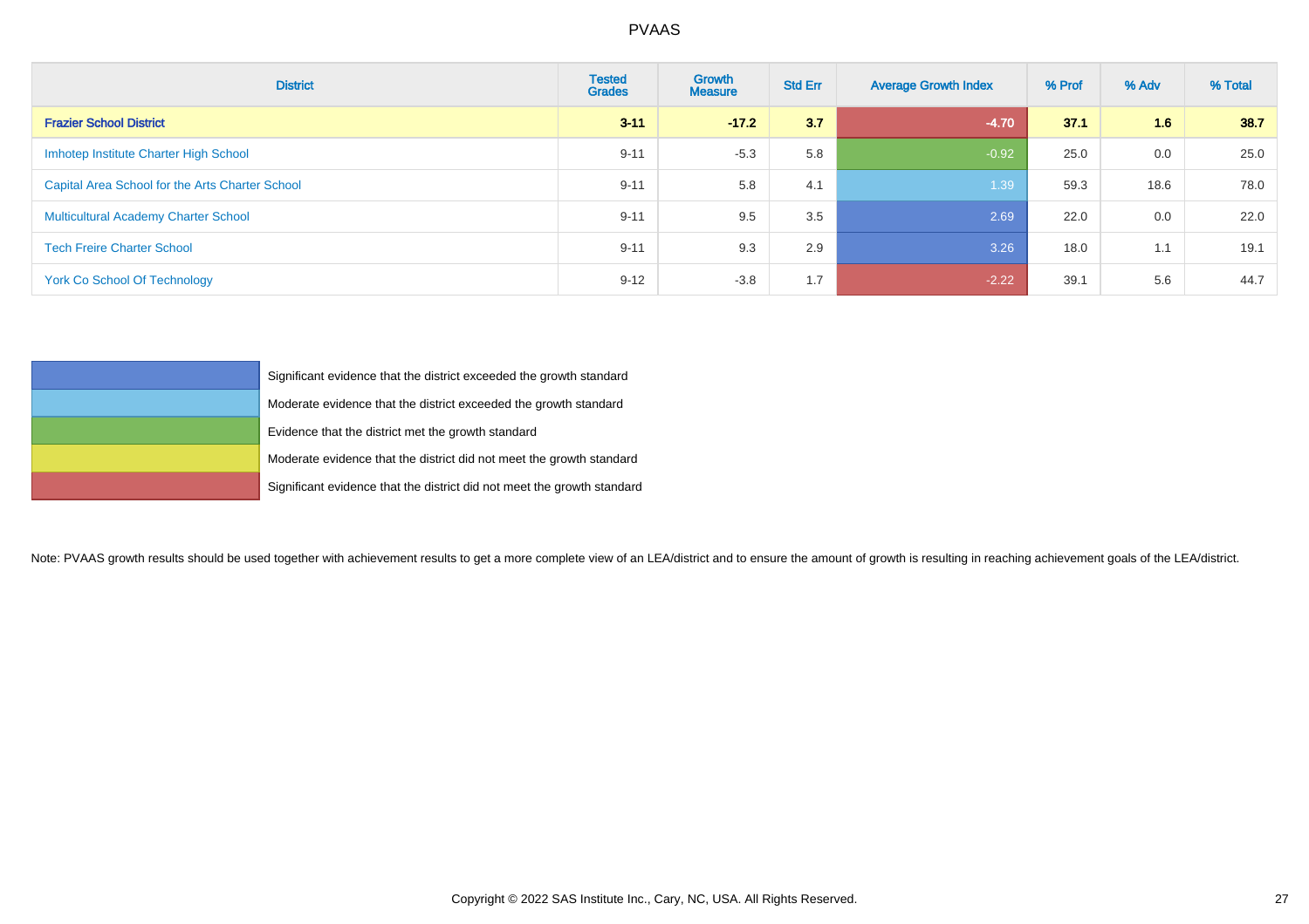# PVAAS

| District | Tested Grades | Growth Measure | Std Err | Average Growth Index | % Prof | % Adv | % Total |
|---|---|---|---|---|---|---|---|
| **Frazier School District** | **3-11** | **-17.2** | **3.7** | **-4.70** | **37.1** | **1.6** | **38.7** |
| Imhotep Institute Charter High School | 9-11 | -5.3 | 5.8 | -0.92 | 25.0 | 0.0 | 25.0 |
| Capital Area School for the Arts Charter School | 9-11 | 5.8 | 4.1 | 1.39 | 59.3 | 18.6 | 78.0 |
| Multicultural Academy Charter School | 9-11 | 9.5 | 3.5 | 2.69 | 22.0 | 0.0 | 22.0 |
| Tech Freire Charter School | 9-11 | 9.3 | 2.9 | 3.26 | 18.0 | 1.1 | 19.1 |
| York Co School Of Technology | 9-12 | -3.8 | 1.7 | -2.22 | 39.1 | 5.6 | 44.7 |

- Significant evidence that the district exceeded the growth standard
- Moderate evidence that the district exceeded the growth standard
- Evidence that the district met the growth standard
- Moderate evidence that the district did not meet the growth standard
- Significant evidence that the district did not meet the growth standard

Note: PVAAS growth results should be used together with achievement results to get a more complete view of an LEA/district and to ensure the amount of growth is resulting in reaching achievement goals of the LEA/district.

Copyright © 2022 SAS Institute Inc., Cary, NC, USA. All Rights Reserved.